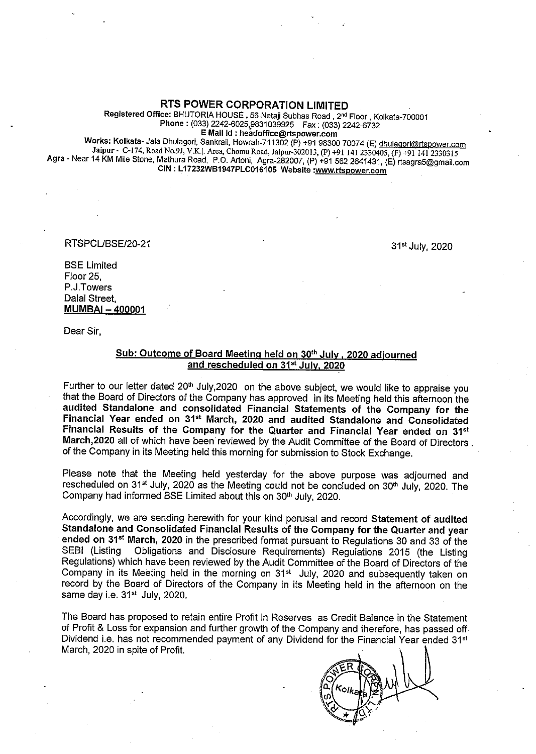# RTS POWER CORPORATION LIMITED

**Registered Office:** BHUTORIA HOUSE , 56 Netaji Subhas Road , 2nd Floor , Kolkata-700001
**Phone :** (033) 2242-6025,9831039925 Fax : (033) 2242-6732
**E Mail Id : headoffice@rtspower.com**
**Works: Kolkata-** Jala Dhulagori, Sankrail, Howrah-711302 (P) +91 98300 70074 (E) dhulagori@rtspower.com
**Jaipur** - C-174, Road No.9J, V.K.I. Area, Chomu Road, Jaipur-302013, (P) +91 141 2330405, (F) +91 141 2330315
Agra - Near 14 KM Mile Stone, Mathura Road, P.O. Artoni, Agra-282007, (P) +91 562 2641431, (E) rtsagra5@gmail.com
**CIN : L17232WB1947PLC016105 Website :www.rtspower.com**

RTSPCL/BSE/20-21

31st July, 2020

BSE Limited
Floor 25,
P.J.Towers
Dalal Street,
**MUMBAI – 400001**

Dear Sir,

**Sub: Outcome of Board Meeting held on 30th July , 2020 adjourned and rescheduled on 31st July, 2020**

Further to our letter dated 20th July,2020 on the above subject, we would like to appraise you that the Board of Directors of the Company has approved in its Meeting held this afternoon the **audited Standalone and consolidated Financial Statements of the Company for the Financial Year ended on 31st March, 2020 and audited Standalone and Consolidated Financial Results of the Company for the Quarter and Financial Year ended on 31st March,2020** all of which have been reviewed by the Audit Committee of the Board of Directors of the Company in its Meeting held this morning for submission to Stock Exchange.

Please note that the Meeting held yesterday for the above purpose was adjourned and rescheduled on 31st July, 2020 as the Meeting could not be concluded on 30th July, 2020. The Company had informed BSE Limited about this on 30th July, 2020.

Accordingly, we are sending herewith for your kind perusal and record **Statement of audited Standalone and Consolidated Financial Results of the Company for the Quarter and year ended on 31st March, 2020** in the prescribed format pursuant to Regulations 30 and 33 of the SEBI (Listing Obligations and Disclosure Requirements) Regulations 2015 (the Listing Regulations) which have been reviewed by the Audit Committee of the Board of Directors of the Company in its Meeting held in the morning on 31st July, 2020 and subsequently taken on record by the Board of Directors of the Company in its Meeting held in the afternoon on the same day i.e. 31st July, 2020.

The Board has proposed to retain entire Profit in Reserves as Credit Balance in the Statement of Profit & Loss for expansion and further growth of the Company and therefore, has passed off Dividend i.e. has not recommended payment of any Dividend for the Financial Year ended 31st March, 2020 in spite of Profit.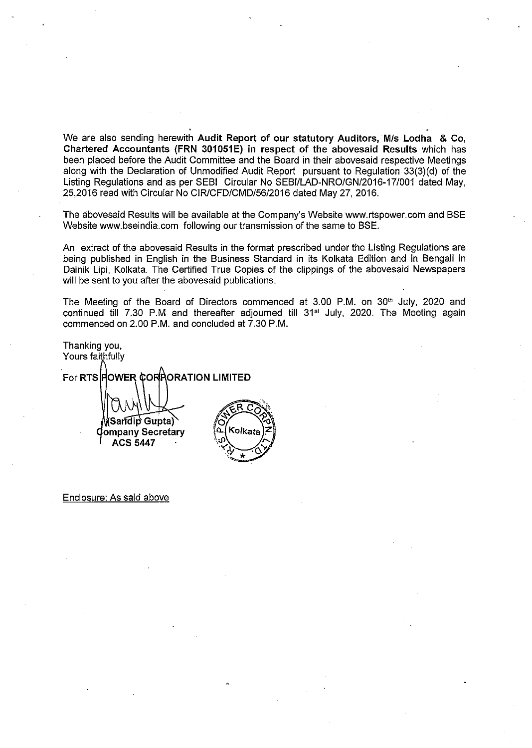We are also sending herewith **Audit Report of our statutory Auditors, M/s Lodha & Co, Chartered Accountants (FRN 301051E) in respect of the abovesaid Results** which has been placed before the Audit Committee and the Board in their abovesaid respective Meetings along with the Declaration of Unmodified Audit Report pursuant to Regulation 33(3)(d) of the Listing Regulations and as per SEBI Circular No SEBI/LAD-NRO/GN/2016-17/001 dated May, 25,2016 read with Circular No CIR/CFD/CMD/56/2016 dated May 27, 2016.

The abovesaid Results will be available at the Company's Website www.rtspower.com and BSE Website www.bseindia.com following our transmission of the same to BSE.

An extract of the abovesaid Results in the format prescribed under the Listing Regulations are being published in English in the Business Standard in its Kolkata Edition and in Bengali in Dainik Lipi, Kolkata. The Certified True Copies of the clippings of the abovesaid Newspapers will be sent to you after the abovesaid publications.

The Meeting of the Board of Directors commenced at 3.00 P.M. on 30th July, 2020 and continued till 7.30 P.M and thereafter adjourned till 31st July, 2020. The Meeting again commenced on 2.00 P.M. and concluded at 7.30 P.M.

Thanking you,
Yours faithfully

For **RTS POWER CORPORATION LIMITED**

**(Sandip Gupta)**
**Company Secretary**
**ACS 5447**

Enclosure: As said above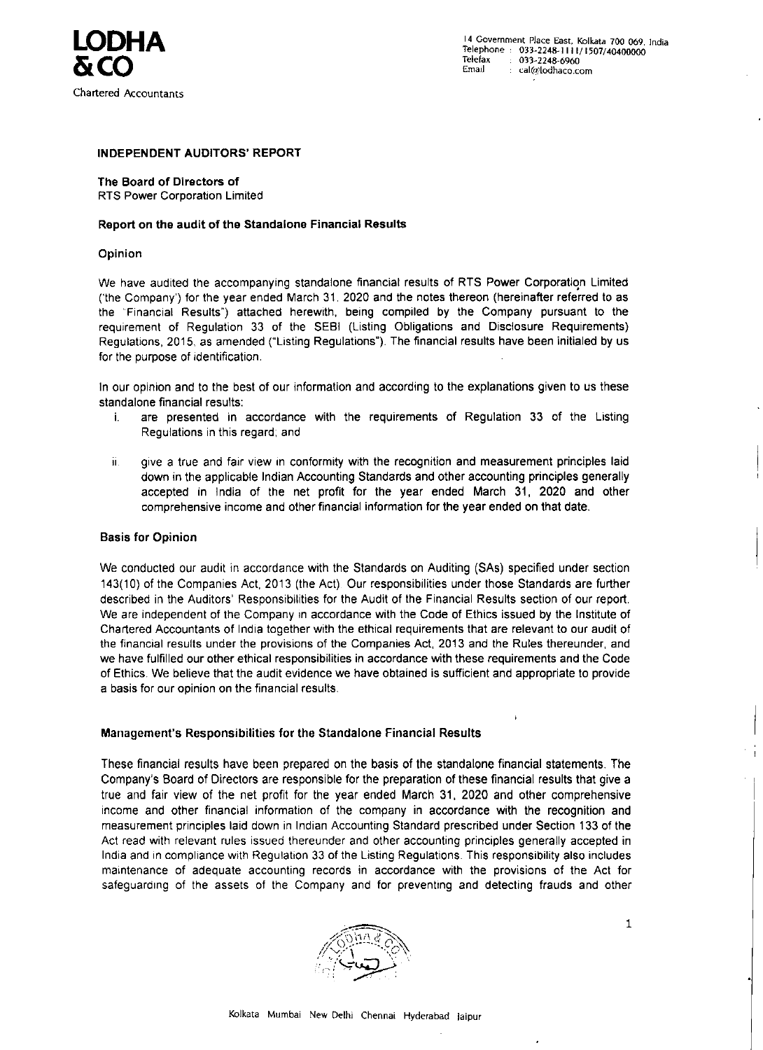# LODHA & CO

Chartered Accountants

14 Government Place East, Kolkata 700 069, India
Telephone : 033-2248-1111/1507/40400000
Telefax : 033-2248-6960
Email : cal@lodhaco.com

## INDEPENDENT AUDITORS' REPORT

**The Board of Directors of**
RTS Power Corporation Limited

### Report on the audit of the Standalone Financial Results

#### Opinion

We have audited the accompanying standalone financial results of RTS Power Corporation Limited ('the Company') for the year ended March 31, 2020 and the notes thereon (hereinafter referred to as the "Financial Results") attached herewith, being compiled by the Company pursuant to the requirement of Regulation 33 of the SEBI (Listing Obligations and Disclosure Requirements) Regulations, 2015, as amended ("Listing Regulations"). The financial results have been initialed by us for the purpose of identification.

In our opinion and to the best of our information and according to the explanations given to us these standalone financial results:

i. are presented in accordance with the requirements of Regulation 33 of the Listing Regulations in this regard; and

ii. give a true and fair view in conformity with the recognition and measurement principles laid down in the applicable Indian Accounting Standards and other accounting principles generally accepted in India of the net profit for the year ended March 31, 2020 and other comprehensive income and other financial information for the year ended on that date.

#### Basis for Opinion

We conducted our audit in accordance with the Standards on Auditing (SAs) specified under section 143(10) of the Companies Act, 2013 (the Act). Our responsibilities under those Standards are further described in the Auditors' Responsibilities for the Audit of the Financial Results section of our report. We are independent of the Company in accordance with the Code of Ethics issued by the Institute of Chartered Accountants of India together with the ethical requirements that are relevant to our audit of the financial results under the provisions of the Companies Act, 2013 and the Rules thereunder, and we have fulfilled our other ethical responsibilities in accordance with these requirements and the Code of Ethics. We believe that the audit evidence we have obtained is sufficient and appropriate to provide a basis for our opinion on the financial results.

#### Management's Responsibilities for the Standalone Financial Results

These financial results have been prepared on the basis of the standalone financial statements. The Company's Board of Directors are responsible for the preparation of these financial results that give a true and fair view of the net profit for the year ended March 31, 2020 and other comprehensive income and other financial information of the company in accordance with the recognition and measurement principles laid down in Indian Accounting Standard prescribed under Section 133 of the Act read with relevant rules issued thereunder and other accounting principles generally accepted in India and in compliance with Regulation 33 of the Listing Regulations. This responsibility also includes maintenance of adequate accounting records in accordance with the provisions of the Act for safeguarding of the assets of the Company and for preventing and detecting frauds and other

Kolkata Mumbai New Delhi Chennai Hyderabad Jaipur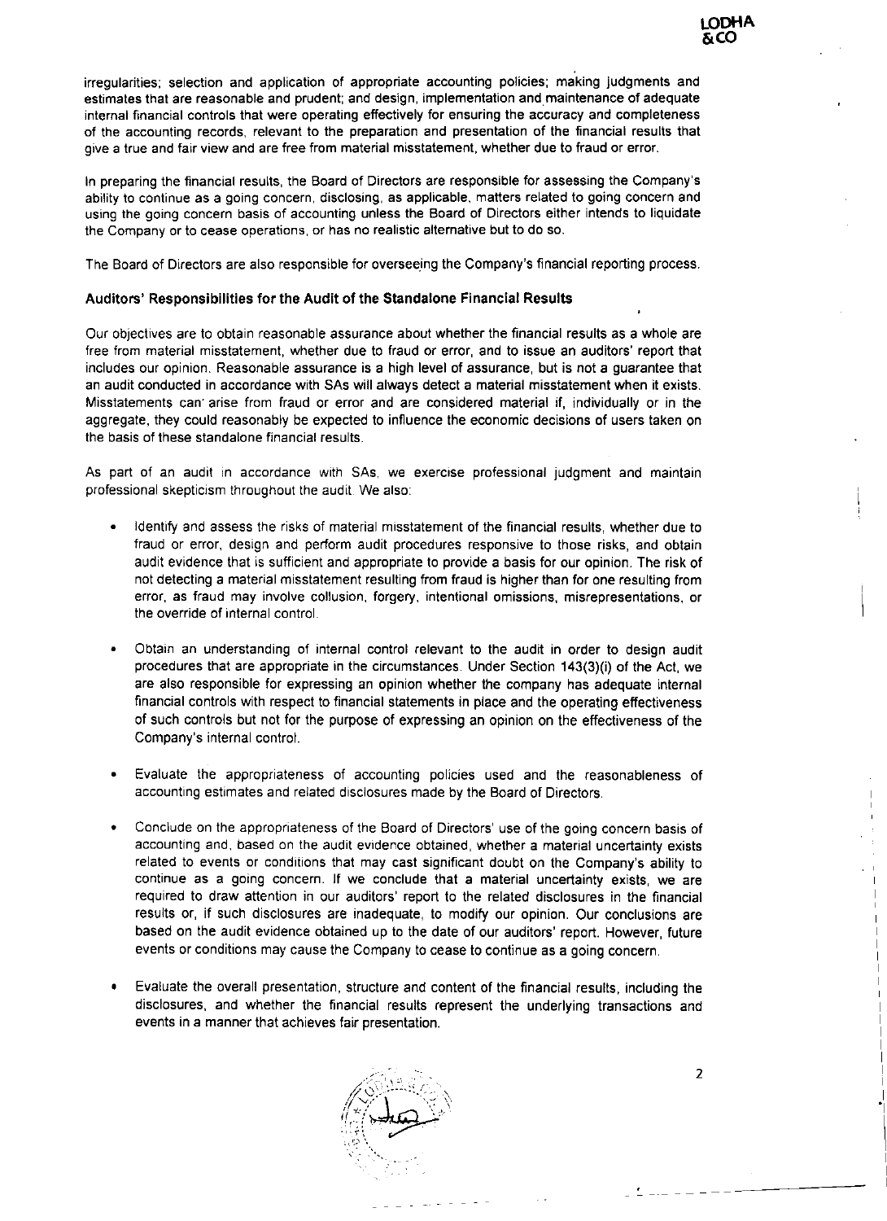irregularities; selection and application of appropriate accounting policies; making judgments and estimates that are reasonable and prudent; and design, implementation and maintenance of adequate internal financial controls that were operating effectively for ensuring the accuracy and completeness of the accounting records, relevant to the preparation and presentation of the financial results that give a true and fair view and are free from material misstatement, whether due to fraud or error.

In preparing the financial results, the Board of Directors are responsible for assessing the Company's ability to continue as a going concern, disclosing, as applicable, matters related to going concern and using the going concern basis of accounting unless the Board of Directors either intends to liquidate the Company or to cease operations, or has no realistic alternative but to do so.

The Board of Directors are also responsible for overseeing the Company's financial reporting process.

**Auditors' Responsibilities for the Audit of the Standalone Financial Results**

Our objectives are to obtain reasonable assurance about whether the financial results as a whole are free from material misstatement, whether due to fraud or error, and to issue an auditors' report that includes our opinion. Reasonable assurance is a high level of assurance, but is not a guarantee that an audit conducted in accordance with SAs will always detect a material misstatement when it exists. Misstatements can arise from fraud or error and are considered material if, individually or in the aggregate, they could reasonably be expected to influence the economic decisions of users taken on the basis of these standalone financial results.

As part of an audit in accordance with SAs, we exercise professional judgment and maintain professional skepticism throughout the audit. We also:

- Identify and assess the risks of material misstatement of the financial results, whether due to fraud or error, design and perform audit procedures responsive to those risks, and obtain audit evidence that is sufficient and appropriate to provide a basis for our opinion. The risk of not detecting a material misstatement resulting from fraud is higher than for one resulting from error, as fraud may involve collusion, forgery, intentional omissions, misrepresentations, or the override of internal control.

- Obtain an understanding of internal control relevant to the audit in order to design audit procedures that are appropriate in the circumstances. Under Section 143(3)(i) of the Act, we are also responsible for expressing an opinion whether the company has adequate internal financial controls with respect to financial statements in place and the operating effectiveness of such controls but not for the purpose of expressing an opinion on the effectiveness of the Company's internal control.

- Evaluate the appropriateness of accounting policies used and the reasonableness of accounting estimates and related disclosures made by the Board of Directors.

- Conclude on the appropriateness of the Board of Directors' use of the going concern basis of accounting and, based on the audit evidence obtained, whether a material uncertainty exists related to events or conditions that may cast significant doubt on the Company's ability to continue as a going concern. If we conclude that a material uncertainty exists, we are required to draw attention in our auditors' report to the related disclosures in the financial results or, if such disclosures are inadequate, to modify our opinion. Our conclusions are based on the audit evidence obtained up to the date of our auditors' report. However, future events or conditions may cause the Company to cease to continue as a going concern.

- Evaluate the overall presentation, structure and content of the financial results, including the disclosures, and whether the financial results represent the underlying transactions and events in a manner that achieves fair presentation.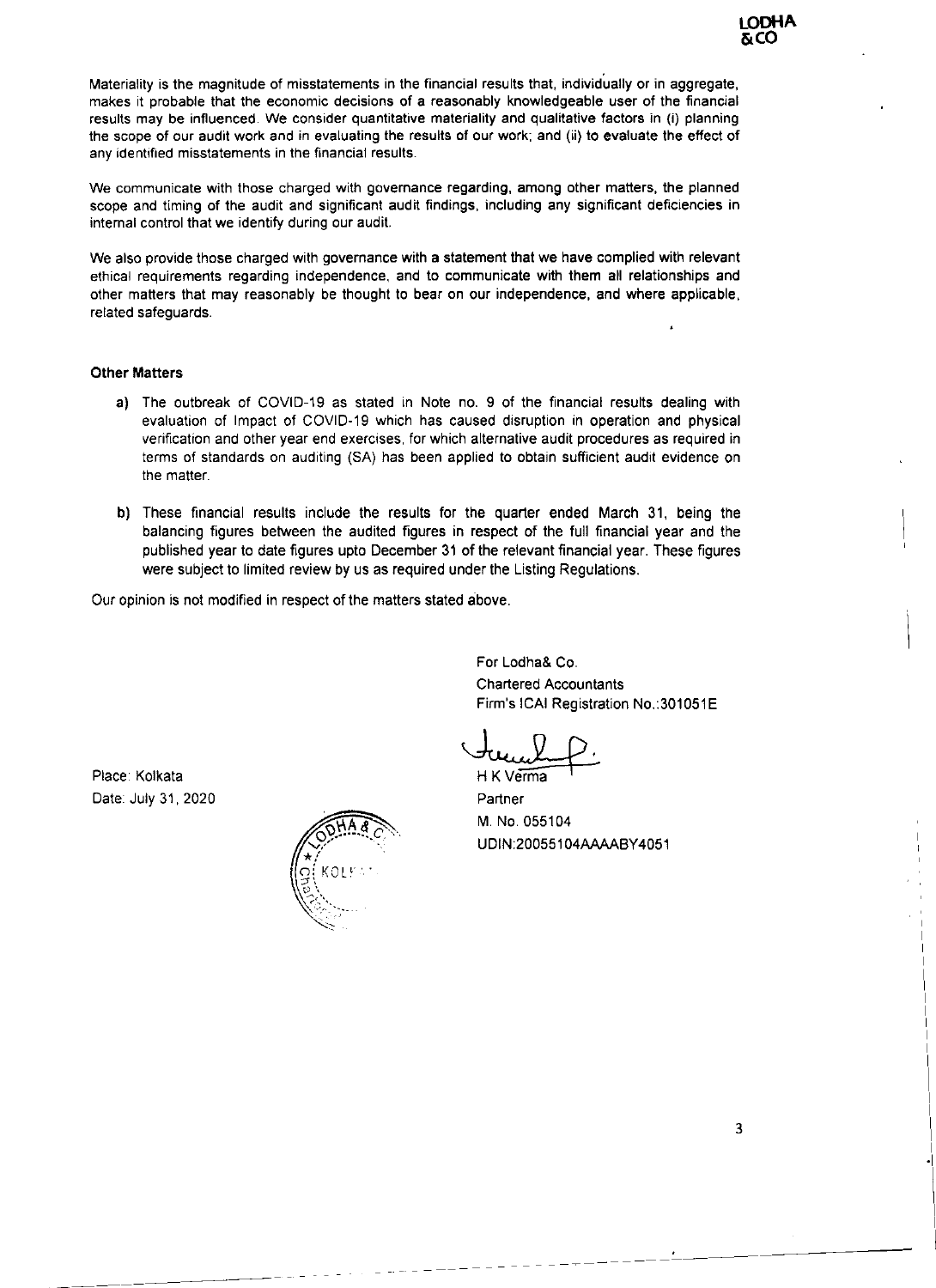Materiality is the magnitude of misstatements in the financial results that, individually or in aggregate, makes it probable that the economic decisions of a reasonably knowledgeable user of the financial results may be influenced. We consider quantitative materiality and qualitative factors in (i) planning the scope of our audit work and in evaluating the results of our work; and (ii) to evaluate the effect of any identified misstatements in the financial results.

We communicate with those charged with governance regarding, among other matters, the planned scope and timing of the audit and significant audit findings, including any significant deficiencies in internal control that we identify during our audit.

We also provide those charged with governance with a statement that we have complied with relevant ethical requirements regarding independence, and to communicate with them all relationships and other matters that may reasonably be thought to bear on our independence, and where applicable, related safeguards.

**Other Matters**

a) The outbreak of COVID-19 as stated in Note no. 9 of the financial results dealing with evaluation of Impact of COVID-19 which has caused disruption in operation and physical verification and other year end exercises, for which alternative audit procedures as required in terms of standards on auditing (SA) has been applied to obtain sufficient audit evidence on the matter.

b) These financial results include the results for the quarter ended March 31, being the balancing figures between the audited figures in respect of the full financial year and the published year to date figures upto December 31 of the relevant financial year. These figures were subject to limited review by us as required under the Listing Regulations.

Our opinion is not modified in respect of the matters stated above.

For Lodha& Co.
Chartered Accountants
Firm's ICAI Registration No.:301051E

H K Verma
Partner
M. No. 055104
UDIN:20055104AAAABY4051

Place: Kolkata
Date: July 31, 2020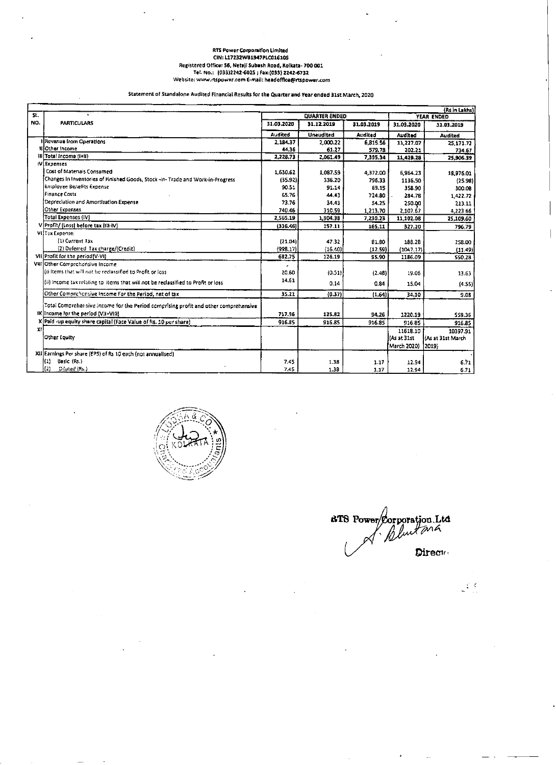RTS Power Corporation Limited
CIN: L17232WB1947PLC016105
Registered Office: 56, Netaji Subash Road, Kolkata- 700 001
Tel. No.: (033)2242-6025 ; Fax:(033) 2242-6732
Website: www.rtspower.com E-mail: headoffice@rtspower.com

## Statement of Standalone Audited Financial Results for the Quarter and Year ended 31st March, 2020

(Rs in Lakhs)

| Sl. NO. | PARTICULARS | QUARTER ENDED | | | YEAR ENDED | |
|---|---|---|---|---|---|---|
| | | 31.03.2020 | 31.12.2019 | 31.03.2019 | 31.03.2020 | 31.03.2019 |
| | | Audited | Unaudited | Audited | Audited | Audited |
| I | Revenue from Operations | 2,184.37 | 2,000.22 | 6,815.56 | 11,227.07 | 25,171.72 |
| II | Other Income | 44.36 | 61.27 | 579.78 | 202.21 | 734.67 |
| III | Total Income (I+II) | 2,228.73 | 2,061.49 | 7,395.34 | 11,429.28 | 25,906.39 |
| IV | Expenses | | | | | |
| | Cost of Materials Consumed | 1,630.62 | 1,087.59 | 4,372.00 | 6,964.23 | 18,976.01 |
| | Changes in Inventories of Finished Goods, Stock -in- Trade and Work-in-Progress | (35.92) | 336.20 | 796.33 | 1136.50 | (25.98) |
| | Employee Benefits Expense | 90.51 | 91.14 | 69.15 | 358.90 | 300.08 |
| | Finance Costs | 65.76 | 44.43 | 724.80 | 284.78 | 1,422.72 |
| | Depreciation and Amortization Expense | 73.76 | 34.43 | 54.25 | 250.00 | 213.11 |
| | Other Expenses | 740.46 | 310.59 | 1,213.70 | 2,107.67 | 4,223.66 |
| | Total Expenses (IV) | 2,565.19 | 1,904.38 | 7,230.23 | 11,102.08 | 25,109.60 |
| V | Profit/ (Loss) before tax (III-IV) | (336.46) | 157.11 | 165.11 | 327.20 | 796.79 |
| VI | Tax Expense: | | | | | |
| | (1) Current Tax | (21.04) | 47.32 | 81.80 | 188.28 | 258.00 |
| | (2) Deferred Tax charge/(Credit) | (998.17) | (16.40) | (12.59) | (1047.17) | (11.49) |
| VII | Profit for the period(V-VI) | 682.75 | 126.19 | 95.90 | 1186.09 | 550.28 |
| VIII | Other Comprehensive Income | | | | | |
| | (i) Items that will not be reclassified to Profit or loss | 20.60 | (0.51) | (2.48) | 19.06 | 13.63 |
| | (ii) Income tax relating to items that will not be reclassified to Profit or loss | 14.61 | 0.14 | 0.84 | 15.04 | (4.55) |
| | Other Comprehensive Income For the Period, net of tax | 35.21 | (0.37) | (1.64) | 34.10 | 9.08 |
| IX | Total Comprehensive Income for the Period comprising profit and other comprehensive Income for the period (VII+VIII) | 717.96 | 125.82 | 94.26 | 1220.19 | 559.36 |
| X | Paid -up equity share capital (Face Value of Rs. 10 per share) | 916.85 | 916.85 | 916.85 | 916.85 | 916.85 |
| XI | Other Equity | | | | 11618.10 (As at 31st March 2020) | 10397.91 (As at 31st March 2019) |
| XII | Earnings Per share (EPS) of Rs 10 each (not annualised) | | | | | |
| | (1) Basic (Rs.) | 7.45 | 1.38 | 1.17 | 12.94 | 6.71 |
| | (2) Diluted (Rs.) | 7.45 | 1.38 | 1.17 | 12.94 | 6.71 |

RTS Power Corporation Ltd

Director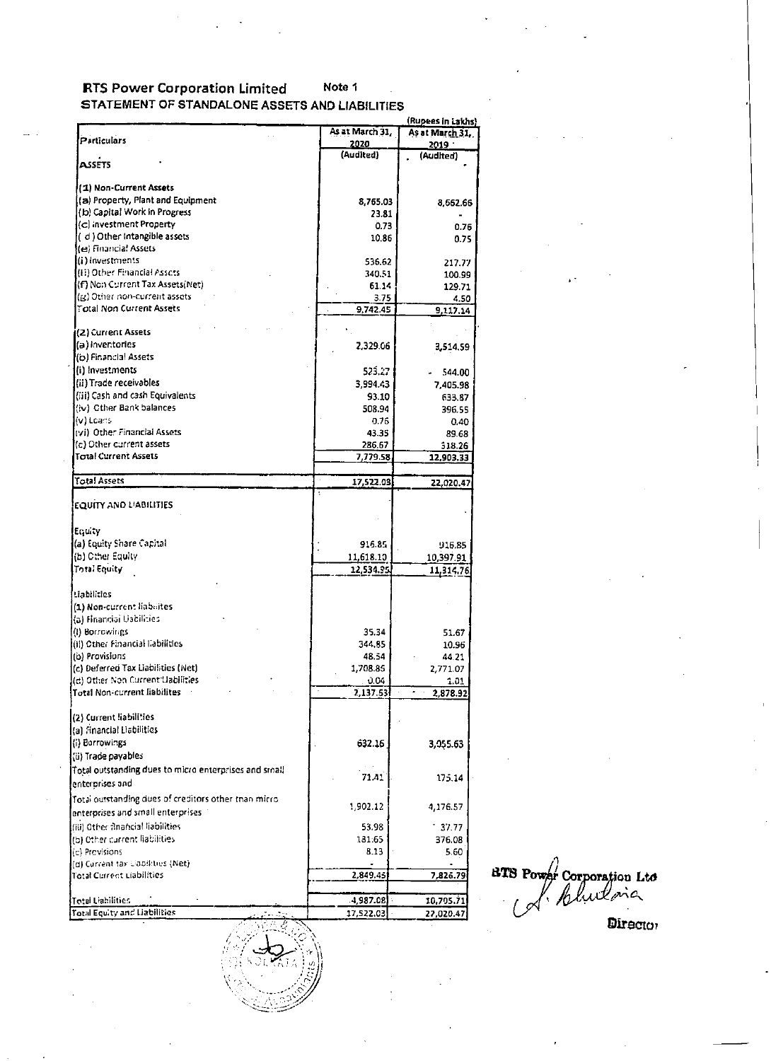# RTS Power Corporation Limited

Note 1

## STATEMENT OF STANDALONE ASSETS AND LIABILITIES

(Rupees in Lakhs)

| Particulars | As at March 31, 2020 (Audited) | As at March 31, 2019 (Audited) |
|---|---|---|
| **ASSETS** | | |
| **(1) Non-Current Assets** | | |
| (a) Property, Plant and Equipment | 8,765.03 | 8,662.66 |
| (b) Capital Work in Progress | 23.81 | - |
| (c) Investment Property | 0.73 | 0.76 |
| ( d ) Other Intangible assets | 10.86 | 0.75 |
| (e) Financial Assets | | |
| (i) Investments | 536.62 | 217.77 |
| (ii) Other Financial Assets | 340.51 | 100.99 |
| (f) Non Current Tax Assets(Net) | 61.14 | 129.71 |
| (g) Other non-current assets | 3.75 | 4.50 |
| Total Non Current Assets | 9,742.45 | 9,117.14 |
| **(2) Current Assets** | | |
| (a) Inventories | 2,329.06 | 3,514.59 |
| (b) Financial Assets | | |
| (i) Investments | 523.27 | 544.00 |
| (ii) Trade receivables | 3,994.43 | 7,405.98 |
| (iii) Cash and cash Equivalents | 93.10 | 633.87 |
| (iv) Other Bank balances | 508.94 | 396.55 |
| (v) Loans | 0.76 | 0.40 |
| (vi) Other Financial Assets | 43.35 | 89.68 |
| (c) Other current assets | 286.67 | 318.26 |
| Total Current Assets | 7,779.58 | 12,903.33 |
| Total Assets | 17,522.03 | 22,020.47 |
| **EQUITY AND LIABILITIES** | | |
| Equity | | |
| (a) Equity Share Capital | 916.85 | 916.85 |
| (b) Other Equity | 11,618.10 | 10,397.91 |
| Total Equity | 12,534.95 | 11,314.76 |
| Liabilities | | |
| (1) Non-current liabilities | | |
| (a) Financial Liabilities | | |
| (i) Borrowings | 35.34 | 51.67 |
| (ii) Other Financial liabilities | 344.85 | 10.96 |
| (b) Provisions | 48.54 | 44.21 |
| (c) Deferred Tax Liabilities (Net) | 1,708.85 | 2,771.07 |
| (d) Other Non Current Liabilities | 0.04 | 1.01 |
| Total Non-current liabilites | 2,137.53 | 2,878.92 |
| (2) Current liabilities | | |
| (a) Financial Liabilities | | |
| (i) Borrowings | 632.16 | 3,055.63 |
| (ii) Trade payables | | |
| Total outstanding dues to micro enterprises and small enterprises and | 71.41 | 175.14 |
| Total outstanding dues of creditors other than micro enterprises and small enterprises | 1,902.12 | 4,176.57 |
| (iii) Other financial liabilities | 53.98 | 37.77 |
| (b) Other current liabilities | 181.65 | 376.08 |
| (c) Provisions | 8.13 | 5.60 |
| (d) Current tax Liabilities (Net) | - | - |
| Total Current Liabilities | 2,849.45 | 7,826.79 |
| Total Liabilities | 4,987.08 | 10,705.71 |
| Total Equity and Liabilities | 17,522.03 | 22,020.47 |

RTS Power Corporation Ltd

Director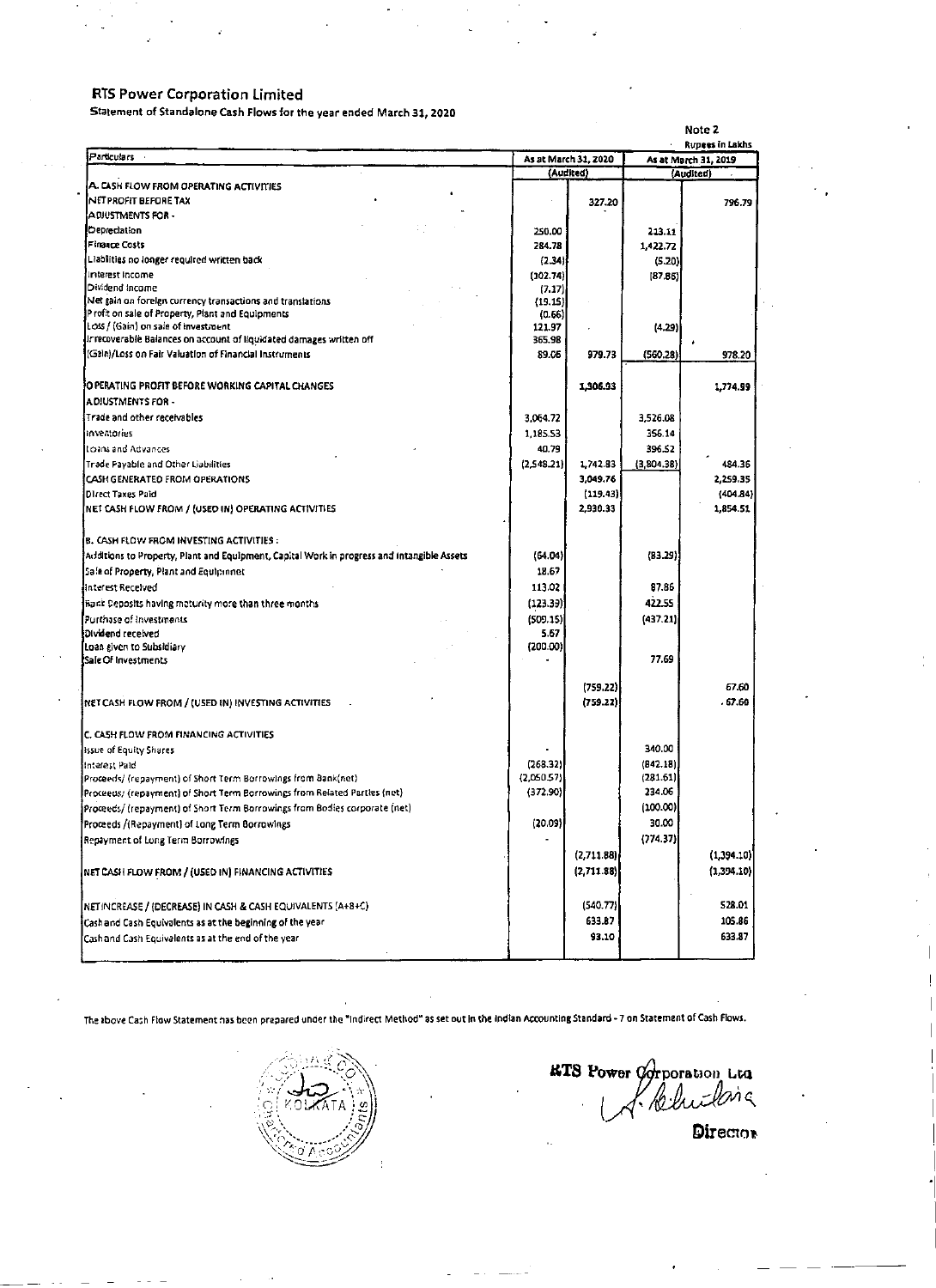# RTS Power Corporation Limited

**Statement of Standalone Cash Flows for the year ended March 31, 2020**

Note 2

Rupees in Lakhs

| Particulars | As at March 31, 2020 (Audited) | | As at March 31, 2019 (Audited) | |
|---|---|---|---|---|
| **A. CASH FLOW FROM OPERATING ACTIVITIES** | | | | |
| NET PROFIT BEFORE TAX | | 327.20 | | 796.79 |
| ADJUSTMENTS FOR - | | | | |
| Depreciation | 250.00 | | 213.11 | |
| Finance Costs | 284.78 | | 1,422.72 | |
| Liabilities no longer required written back | (2.34) | | (5.20) | |
| Interest Income | (102.74) | | (87.86) | |
| Dividend Income | (7.17) | | | |
| Net gain on foreign currency transactions and translations | (19.15) | | | |
| Profit on sale of Property, Plant and Equipments | (0.66) | | | |
| Loss / (Gain) on sale of investment | 121.97 | | (4.29) | |
| Irrecoverable Balances on account of liquidated damages written off | 365.98 | | | |
| (Gain)/Loss on Fair Valuation of Financial Instruments | 89.06 | 979.73 | (560.28) | 978.20 |
| OPERATING PROFIT BEFORE WORKING CAPITAL CHANGES | | 1,306.93 | | 1,774.99 |
| ADJUSTMENTS FOR - | | | | |
| Trade and other receivables | 3,064.72 | | 3,526.08 | |
| Inventories | 1,185.53 | | 356.14 | |
| Loans and Advances | 40.79 | | 396.52 | |
| Trade Payable and Other Liabilities | (2,548.21) | 1,742.83 | (3,804.38) | 484.36 |
| CASH GENERATED FROM OPERATIONS | | 3,049.76 | | 2,259.35 |
| Direct Taxes Paid | | (119.43) | | (404.84) |
| NET CASH FLOW FROM / (USED IN) OPERATING ACTIVITIES | | 2,930.33 | | 1,854.51 |
| **B. CASH FLOW FROM INVESTING ACTIVITIES :** | | | | |
| Additions to Property, Plant and Equipment, Capital Work in progress and Intangible Assets | (64.04) | | (83.29) | |
| Sale of Property, Plant and Equipment | 18.67 | | | |
| Interest Received | 113.02 | | 87.86 | |
| Bank Deposits having maturity more than three months | (123.39) | | 422.55 | |
| Purchase of Investments | (509.15) | | (437.21) | |
| Dividend received | 5.67 | | | |
| Loan given to Subsidiary | (200.00) | | | |
| Sale Of Investments | - | | 77.69 | |
| | | (759.22) | | 67.60 |
| NET CASH FLOW FROM / (USED IN) INVESTING ACTIVITIES | | (759.22) | | 67.60 |
| **C. CASH FLOW FROM FINANCING ACTIVITIES** | | | | |
| Issue of Equity Shares | - | | 340.00 | |
| Interest Paid | (268.32) | | (842.18) | |
| Proceeds/ (repayment) of Short Term Borrowings from Bank(net) | (2,050.57) | | (281.61) | |
| Proceeds/ (repayment) of Short Term Borrowings from Related Parties (net) | (372.90) | | 234.06 | |
| Proceeds/ (repayment) of Short Term Borrowings from Bodies corporate (net) | | | (100.00) | |
| Proceeds /(Repayment) of Long Term Borrowings | (20.09) | | 30.00 | |
| Repayment of Long Term Borrowings | - | | (774.37) | |
| | | (2,711.88) | | (1,394.10) |
| NET CASH FLOW FROM / (USED IN) FINANCING ACTIVITIES | | (2,711.88) | | (1,394.10) |
| NET INCREASE / (DECREASE) IN CASH & CASH EQUIVALENTS (A+B+C) | | (540.77) | | 528.01 |
| Cash and Cash Equivalents as at the beginning of the year | | 633.87 | | 105.86 |
| Cash and Cash Equivalents as at the end of the year | | 93.10 | | 633.87 |

The above Cash Flow Statement has been prepared under the "Indirect Method" as set out in the Indian Accounting Standard - 7 on Statement of Cash Flows.

RTS Power Corporation Ltd

Director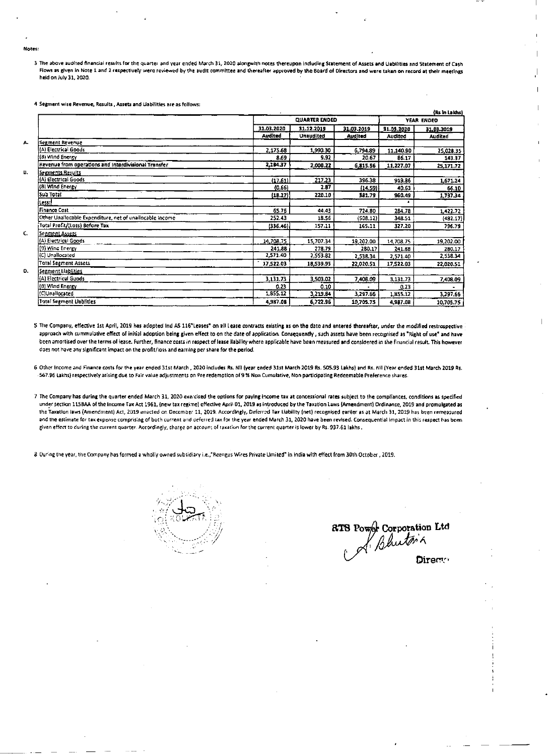**Notes:**

3 The above audited financial results for the quarter and year ended March 31, 2020 alongwith notes thereupon including Statement of Assets and Liabilities and Statement of Cash Flows as given in Note 1 and 2 respectively were reviewed by the audit committee and thereafter approved by the Board of Directors and were taken on record at their meetings held on July 31, 2020.

4 Segment wise Revenue, Results, Assets and Liabilities are as follows:

(Rs in Lakhs)

| | | QUARTER ENDED | | | YEAR ENDED | |
|---|---|---|---|---|---|---|
| | | 31.03.2020 | 31.12.2019 | 31.03.2019 | 31.03.2020 | 31.03.2019 |
| | | Audited | Unaudited | Audited | Audited | Audited |
| A. | Segment Revenue | | | | | |
| | (A) Electrical Goods | 2,175.68 | 1,990.30 | 6,794.89 | 11,140.90 | 25,028.35 |
| | (B) Wind Energy | 8.69 | 9.92 | 20.67 | 86.17 | 143.37 |
| | Revenue from operations and Interdivisional Transfer | 2,184.37 | 2,000.22 | 6,815.56 | 11,227.07 | 25,171.72 |
| B. | Segments Results | | | | | |
| | (A) Electrical Goods | (17.61) | 217.23 | 396.38 | 919.86 | 1,671.24 |
| | (B) Wind Energy | (0.66) | 2.87 | (14.59) | 40.63 | 66.10 |
| | Sub Total | (18.27) | 220.10 | 381.79 | 960.49 | 1,737.34 |
| | Less: | | | | | |
| | Finance Cost | 65.76 | 44.43 | 724.80 | 284.78 | 1,422.72 |
| | Other Unallocable Expenditure, net of unallocable income | 252.43 | 18.56 | (508.12) | 348.51 | (482.17) |
| | Total Profit/(Loss) Before Tax | (336.46) | 157.11 | 165.11 | 327.20 | 796.79 |
| C. | Segment Assets | | | | | |
| | (A) Electrical Goods | 14,708.75 | 15,707.34 | 19,202.00 | 14,708.75 | 19,202.00 |
| | (B) Wind Energy | 241.88 | 278.79 | 280.17 | 241.88 | 280.17 |
| | (C) Unallocated | 2,571.40 | 2,553.82 | 2,538.34 | 2,571.40 | 2,538.34 |
| | Total Segment Assets | 17,522.03 | 18,539.95 | 22,020.51 | 17,522.03 | 22,020.51 |
| D. | Segment Liabilities | | | | | |
| | (A) Electrical Goods | 3,131.73 | 3,503.02 | 7,408.09 | 3,131.73 | 7,408.09 |
| | (B) Wind Energy | 0.23 | 0.10 | - | 0.23 | - |
| | (C) Unallocated | 1,855.12 | 3,219.84 | 3,297.66 | 1,855.12 | 3,297.66 |
| | Total Segment Liabilities | 4,987.08 | 6,722.96 | 10,705.75 | 4,987.08 | 10,705.75 |

5 The Company, effective 1st April, 2019 has adopted Ind AS 116"Leases" on all Lease contracts existing as on the date and entered thereafter, under the modified restrospective approach with cummulative effect of initial adoption being given effect to on the date of application. Consequently, such assets have been recognised as "Right of use" and have been amortised over the terms of lease. Further, finance costs in respect of lease liability where applicable have been measured and considered in the financial result. This however does not have any significant impact on the profit/loss and earning per share for the period.

6 Other Income and Finance costs for the year ended 31st March, 2020 includes Rs. Nil (year ended 31st March 2019 Rs. 505.93 Lakhs) and Rs. Nil (Year ended 31st March 2019 Rs. 567.96 Lakhs) respectively arising due to Fair value adjustments on Pre redemption of 9 % Non Cumulative, Non participating Redeemable Preference shares.

7 The Company has during the quarter ended March 31, 2020 exercised the options for paying income tax at concessional rates subject to the compliances, conditions as specified under section 115BAA of the Income Tax Act 1961, (new tax regime) effective April 01, 2019 as introduced by the Taxation Laws (Amendment) Ordinance, 2019 and promulgated as the Taxation laws (Amendment) Act, 2019 enacted on December 11, 2019. Accordingly, Deferred Tax Liability (net) recognised earlier as at March 31, 2019 has been remeasured and the estimate for tax expense comprising of both current and deferred tax for the year ended March 31, 2020 have been revised. Consequential impact in this respect has been given effect to during the current quarter. Accordingly, charge on account of taxation for the current quarter is lower by Rs. 937.61 lakhs.

8 During the year, the Company has formed a wholly owned subsidiary i.e.,"Reengus Wires Private Limited" in India with effect from 30th October, 2019.

RTS Power Corporation Ltd

Director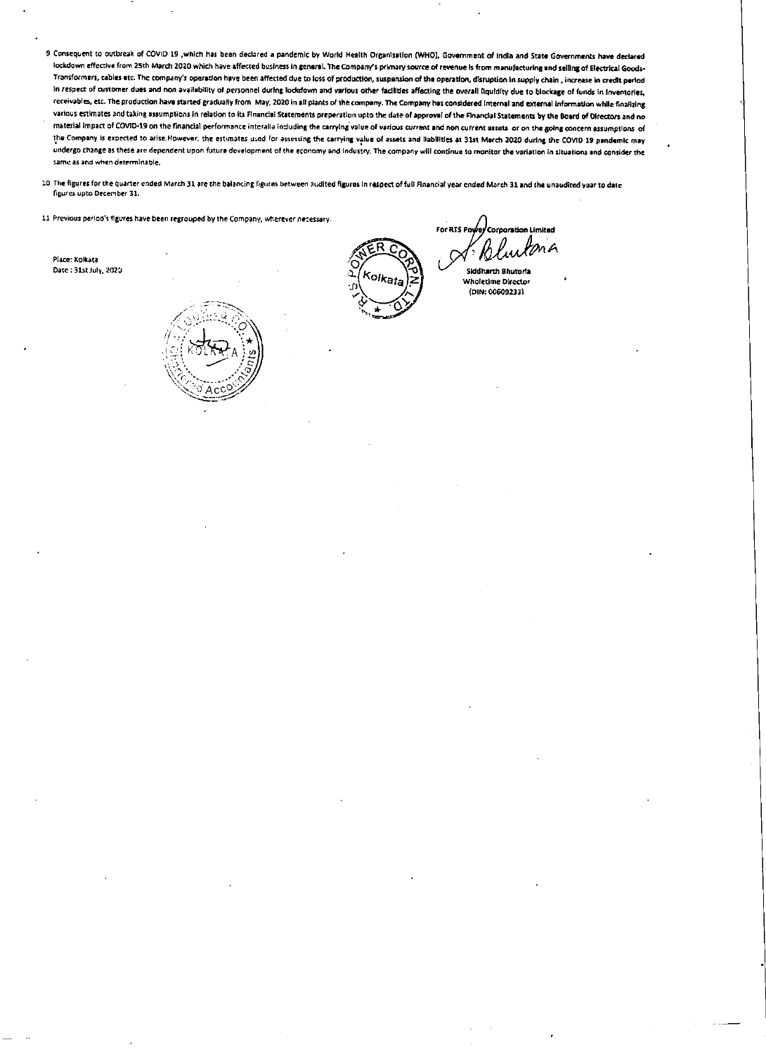9 Consequent to outbreak of COVID 19 ,which has been declared a pandemic by World Health Organisation (WHO), Government of India and State Governments have declared lockdown effective from 25th March 2020 which have affected business in general. The Company's primary source of revenue is from manufacturing and selling of Electrical Goods-Transformers, cables etc. The company's operation have been affected due to loss of production, suspension of the operation, disruption in supply chain , increase in credit period in respect of customer dues and non availability of personnel during lockdown and various other facilities affecting the overall liquidity due to blockage of funds in inventories, receivables, etc. The production have started gradually from May, 2020 in all plants of the company. The Company has considered internal and external information while finalizing various estimates and taking assumptions in relation to its Financial Statements preperation upto the date of approval of the Financial Statements by the Board of Directors and no material impact of COVID-19 on the financial performance interalia including the carrying value of various current and non current assets or on the going concern assumptions of the Company is expected to arise.However, the estimates used for assessing the carrying value of assets and liabilities at 31st March 2020 during the COVID 19 pandemic may undergo change as these are dependent upon future development of the economy and industry. The company will continue to monitor the variation in situations and consider the same as and when determinable.

10 The figures for the quarter ended March 31 are the balancing figures between audited figures in respect of full Financial year ended March 31 and the unaudited year to date figures upto December 31.

11 Previous period's figures have been regrouped by the Company, wherever necessary.

Place: Kolkata
Date : 31st July, 2020

For RTS Power Corporation Limited

Siddharth Bhutoria
Wholetime Director
(DIN: 00609233)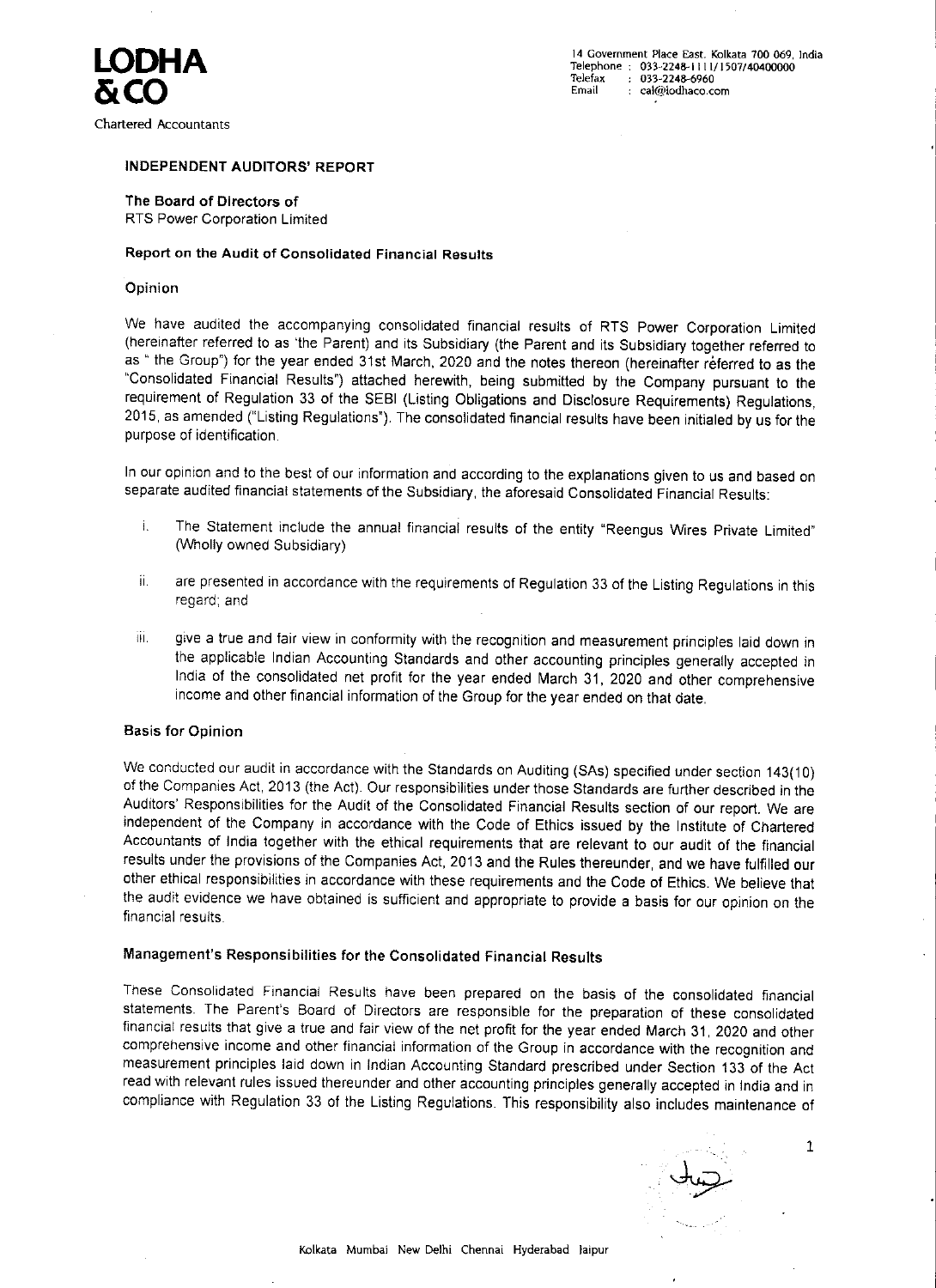**LODHA & CO**

Chartered Accountants

14 Government Place East, Kolkata 700 069, India
Telephone : 033-2248-1111/1507/40400000
Telefax : 033-2248-6960
Email : cal@lodhaco.com

## INDEPENDENT AUDITORS' REPORT

**The Board of Directors of**
RTS Power Corporation Limited

### Report on the Audit of Consolidated Financial Results

### Opinion

We have audited the accompanying consolidated financial results of RTS Power Corporation Limited (hereinafter referred to as 'the Parent) and its Subsidiary (the Parent and its Subsidiary together referred to as " the Group") for the year ended 31st March, 2020 and the notes thereon (hereinafter referred to as the "Consolidated Financial Results") attached herewith, being submitted by the Company pursuant to the requirement of Regulation 33 of the SEBI (Listing Obligations and Disclosure Requirements) Regulations, 2015, as amended ("Listing Regulations"). The consolidated financial results have been initialed by us for the purpose of identification.

In our opinion and to the best of our information and according to the explanations given to us and based on separate audited financial statements of the Subsidiary, the aforesaid Consolidated Financial Results:

i. The Statement include the annual financial results of the entity "Reengus Wires Private Limited" (Wholly owned Subsidiary)

ii. are presented in accordance with the requirements of Regulation 33 of the Listing Regulations in this regard; and

iii. give a true and fair view in conformity with the recognition and measurement principles laid down in the applicable Indian Accounting Standards and other accounting principles generally accepted in India of the consolidated net profit for the year ended March 31, 2020 and other comprehensive income and other financial information of the Group for the year ended on that date.

### Basis for Opinion

We conducted our audit in accordance with the Standards on Auditing (SAs) specified under section 143(10) of the Companies Act, 2013 (the Act). Our responsibilities under those Standards are further described in the Auditors' Responsibilities for the Audit of the Consolidated Financial Results section of our report. We are independent of the Company in accordance with the Code of Ethics issued by the Institute of Chartered Accountants of India together with the ethical requirements that are relevant to our audit of the financial results under the provisions of the Companies Act, 2013 and the Rules thereunder, and we have fulfilled our other ethical responsibilities in accordance with these requirements and the Code of Ethics. We believe that the audit evidence we have obtained is sufficient and appropriate to provide a basis for our opinion on the financial results.

### Management's Responsibilities for the Consolidated Financial Results

These Consolidated Financial Results have been prepared on the basis of the consolidated financial statements. The Parent's Board of Directors are responsible for the preparation of these consolidated financial results that give a true and fair view of the net profit for the year ended March 31, 2020 and other comprehensive income and other financial information of the Group in accordance with the recognition and measurement principles laid down in Indian Accounting Standard prescribed under Section 133 of the Act read with relevant rules issued thereunder and other accounting principles generally accepted in India and in compliance with Regulation 33 of the Listing Regulations. This responsibility also includes maintenance of

Kolkata Mumbai New Delhi Chennai Hyderabad Jaipur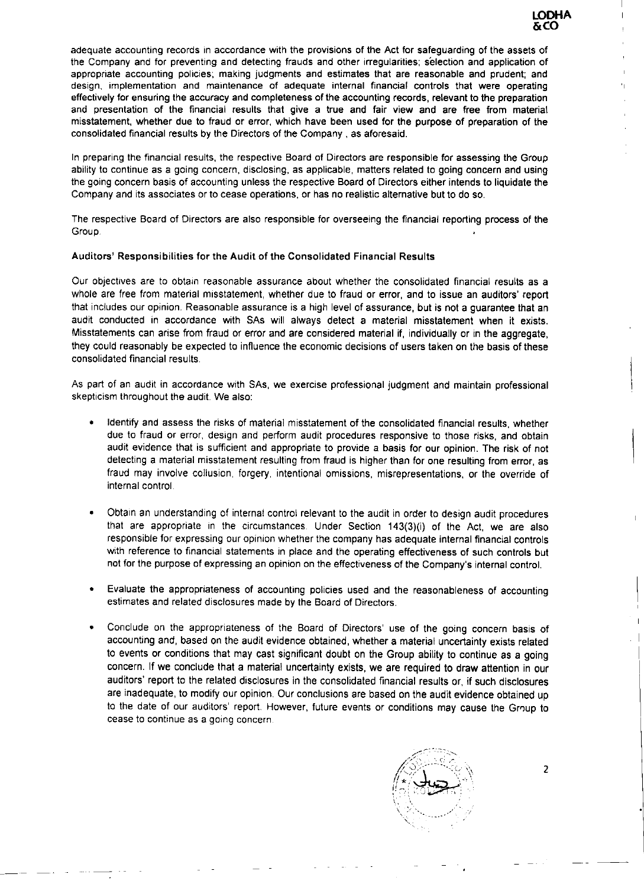adequate accounting records in accordance with the provisions of the Act for safeguarding of the assets of the Company and for preventing and detecting frauds and other irregularities; selection and application of appropriate accounting policies; making judgments and estimates that are reasonable and prudent; and design, implementation and maintenance of adequate internal financial controls that were operating effectively for ensuring the accuracy and completeness of the accounting records, relevant to the preparation and presentation of the financial results that give a true and fair view and are free from material misstatement, whether due to fraud or error, which have been used for the purpose of preparation of the consolidated financial results by the Directors of the Company , as aforesaid.

In preparing the financial results, the respective Board of Directors are responsible for assessing the Group ability to continue as a going concern, disclosing, as applicable, matters related to going concern and using the going concern basis of accounting unless the respective Board of Directors either intends to liquidate the Company and its associates or to cease operations, or has no realistic alternative but to do so.

The respective Board of Directors are also responsible for overseeing the financial reporting process of the Group.

**Auditors' Responsibilities for the Audit of the Consolidated Financial Results**

Our objectives are to obtain reasonable assurance about whether the consolidated financial results as a whole are free from material misstatement, whether due to fraud or error, and to issue an auditors' report that includes our opinion. Reasonable assurance is a high level of assurance, but is not a guarantee that an audit conducted in accordance with SAs will always detect a material misstatement when it exists. Misstatements can arise from fraud or error and are considered material if, individually or in the aggregate, they could reasonably be expected to influence the economic decisions of users taken on the basis of these consolidated financial results.

As part of an audit in accordance with SAs, we exercise professional judgment and maintain professional skepticism throughout the audit. We also:

- Identify and assess the risks of material misstatement of the consolidated financial results, whether due to fraud or error, design and perform audit procedures responsive to those risks, and obtain audit evidence that is sufficient and appropriate to provide a basis for our opinion. The risk of not detecting a material misstatement resulting from fraud is higher than for one resulting from error, as fraud may involve collusion, forgery, intentional omissions, misrepresentations, or the override of internal control.

- Obtain an understanding of internal control relevant to the audit in order to design audit procedures that are appropriate in the circumstances. Under Section 143(3)(i) of the Act, we are also responsible for expressing our opinion whether the company has adequate internal financial controls with reference to financial statements in place and the operating effectiveness of such controls but not for the purpose of expressing an opinion on the effectiveness of the Company's internal control.

- Evaluate the appropriateness of accounting policies used and the reasonableness of accounting estimates and related disclosures made by the Board of Directors.

- Conclude on the appropriateness of the Board of Directors' use of the going concern basis of accounting and, based on the audit evidence obtained, whether a material uncertainty exists related to events or conditions that may cast significant doubt on the Group ability to continue as a going concern. If we conclude that a material uncertainty exists, we are required to draw attention in our auditors' report to the related disclosures in the consolidated financial results or, if such disclosures are inadequate, to modify our opinion. Our conclusions are based on the audit evidence obtained up to the date of our auditors' report. However, future events or conditions may cause the Group to cease to continue as a going concern.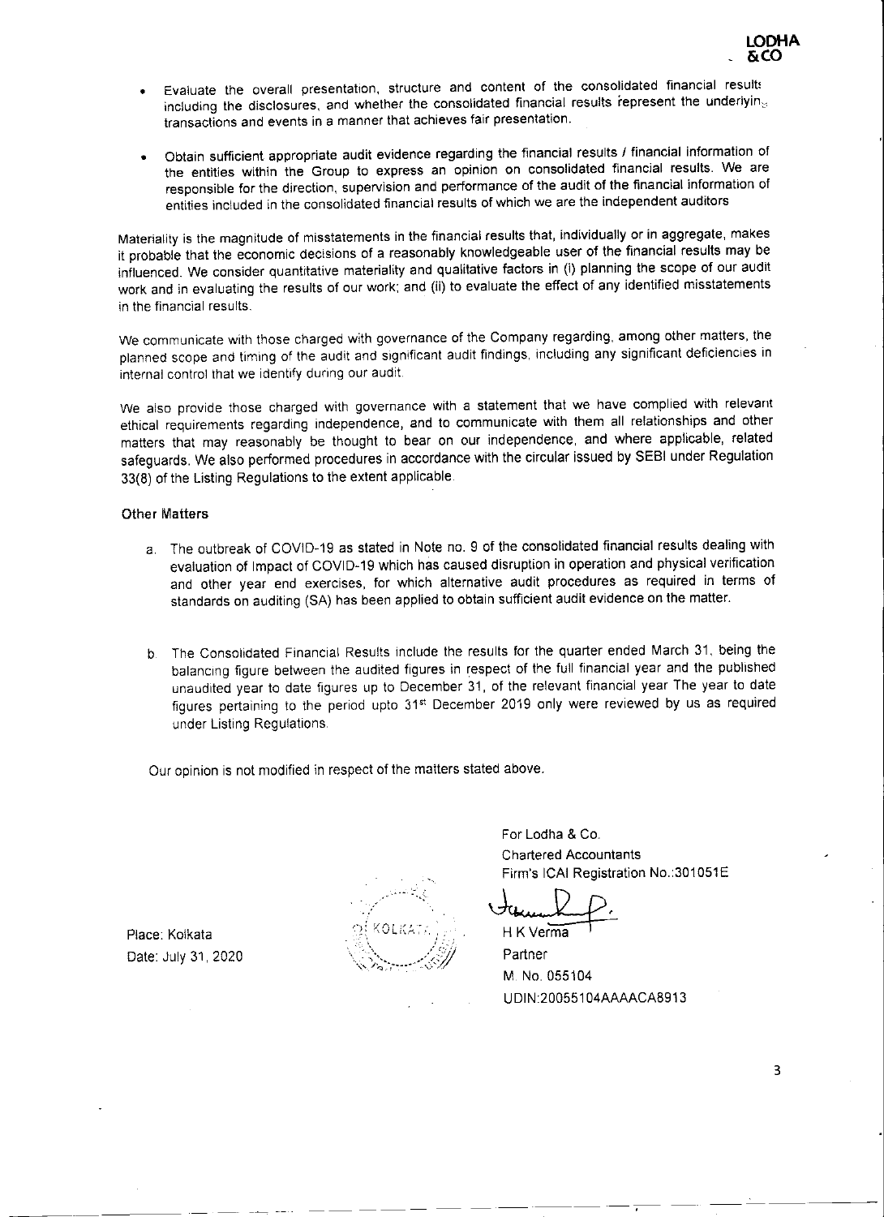- Evaluate the overall presentation, structure and content of the consolidated financial results including the disclosures, and whether the consolidated financial results represent the underlying transactions and events in a manner that achieves fair presentation.

- Obtain sufficient appropriate audit evidence regarding the financial results / financial information of the entities within the Group to express an opinion on consolidated financial results. We are responsible for the direction, supervision and performance of the audit of the financial information of entities included in the consolidated financial results of which we are the independent auditors

Materiality is the magnitude of misstatements in the financial results that, individually or in aggregate, makes it probable that the economic decisions of a reasonably knowledgeable user of the financial results may be influenced. We consider quantitative materiality and qualitative factors in (i) planning the scope of our audit work and in evaluating the results of our work; and (ii) to evaluate the effect of any identified misstatements in the financial results.

We communicate with those charged with governance of the Company regarding, among other matters, the planned scope and timing of the audit and significant audit findings, including any significant deficiencies in internal control that we identify during our audit.

We also provide those charged with governance with a statement that we have complied with relevant ethical requirements regarding independence, and to communicate with them all relationships and other matters that may reasonably be thought to bear on our independence, and where applicable, related safeguards. We also performed procedures in accordance with the circular issued by SEBI under Regulation 33(8) of the Listing Regulations to the extent applicable.

**Other Matters**

a. The outbreak of COVID-19 as stated in Note no. 9 of the consolidated financial results dealing with evaluation of Impact of COVID-19 which has caused disruption in operation and physical verification and other year end exercises, for which alternative audit procedures as required in terms of standards on auditing (SA) has been applied to obtain sufficient audit evidence on the matter.

b. The Consolidated Financial Results include the results for the quarter ended March 31, being the balancing figure between the audited figures in respect of the full financial year and the published unaudited year to date figures up to December 31, of the relevant financial year The year to date figures pertaining to the period upto 31st December 2019 only were reviewed by us as required under Listing Regulations.

Our opinion is not modified in respect of the matters stated above.

For Lodha & Co.
Chartered Accountants
Firm's ICAI Registration No.:301051E

H K Verma
Partner
M. No. 055104
UDIN:20055104AAAACA8913

Place: Kolkata
Date: July 31, 2020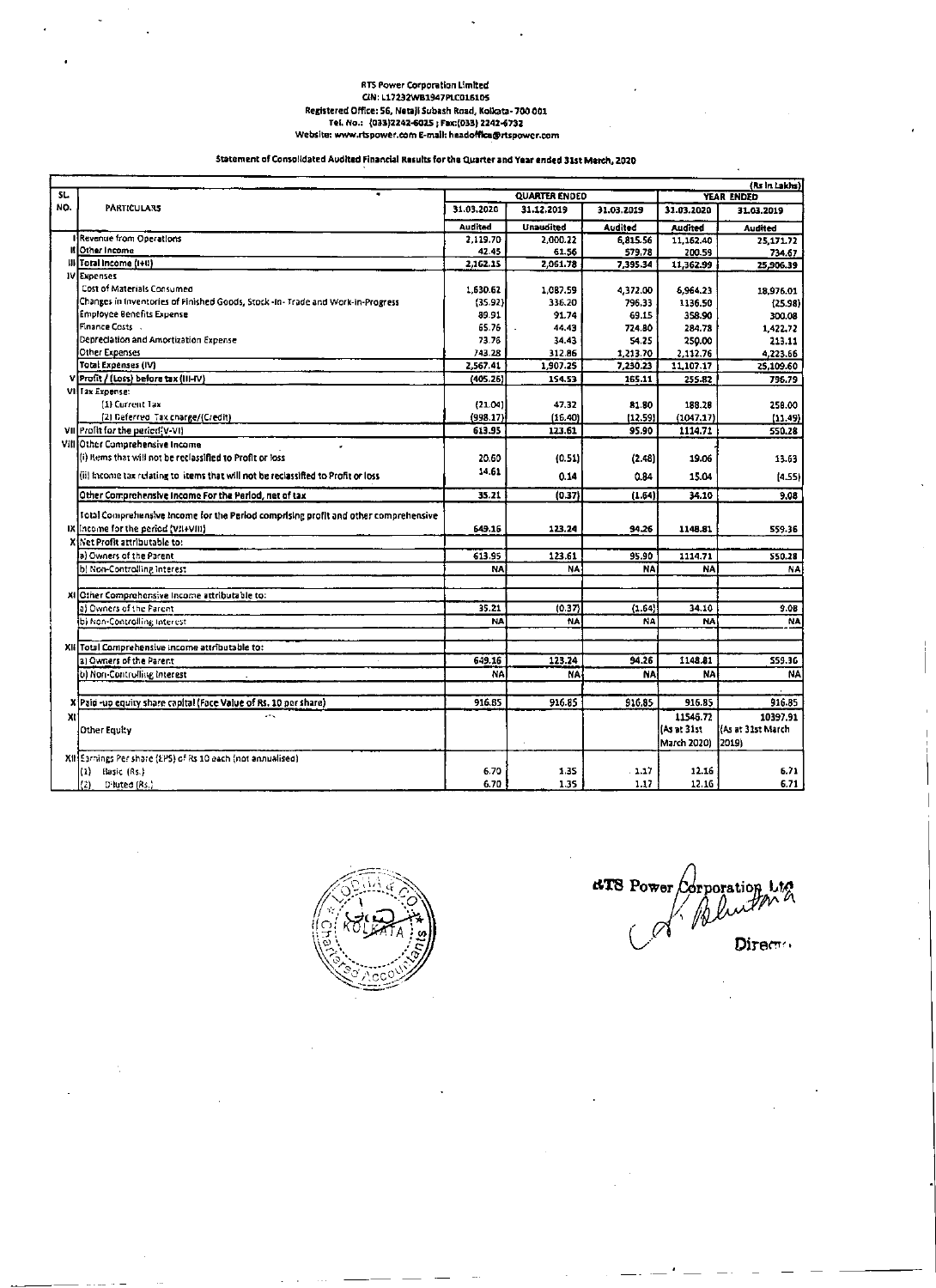RTS Power Corporation Limited
CIN: L17232WB1947PLC016105
Registered Office: 56, Netaji Subash Road, Kolkata- 700 001
Tel. No.: (033)2242-6025 ; Fax:(033) 2242-6732
Website: www.rtspower.com E-mail: headoffice@rtspower.com

## Statement of Consolidated Audited Financial Results for the Quarter and Year ended 31st March, 2020

(Rs in Lakhs)

| SL. NO. | PARTICULARS | QUARTER ENDED | | | YEAR ENDED | |
|---|---|---|---|---|---|---|
| | | 31.03.2020 | 31.12.2019 | 31.03.2019 | 31.03.2020 | 31.03.2019 |
| | | Audited | Unaudited | Audited | Audited | Audited |
| I | Revenue from Operations | 2,119.70 | 2,000.22 | 6,815.56 | 11,162.40 | 25,171.72 |
| II | Other Income | 42.45 | 61.56 | 579.78 | 200.59 | 734.67 |
| III | Total Income (I+II) | 2,162.15 | 2,061.78 | 7,395.34 | 11,362.99 | 25,906.39 |
| IV | Expenses | | | | | |
| | Cost of Materials Consumed | 1,630.62 | 1,087.59 | 4,372.00 | 6,964.23 | 18,976.01 |
| | Changes in Inventories of Finished Goods, Stock-In- Trade and Work-In-Progress | (35.92) | 336.20 | 796.33 | 1136.50 | (25.98) |
| | Employee Benefits Expense | 89.91 | 91.74 | 69.15 | 358.90 | 300.08 |
| | Finance Costs | 65.76 | 44.43 | 724.80 | 284.78 | 1,422.72 |
| | Depreciation and Amortization Expense | 73.76 | 34.43 | 54.25 | 250.00 | 213.11 |
| | Other Expenses | 743.28 | 312.86 | 1,213.70 | 2,112.76 | 4,223.66 |
| | Total Expenses (IV) | 2,567.41 | 1,907.25 | 7,230.23 | 11,107.17 | 25,109.60 |
| V | Profit / (Loss) before tax (III-IV) | (405.26) | 154.53 | 165.11 | 255.82 | 796.79 |
| VI | Tax Expense: | | | | | |
| | (1) Current Tax | (21.04) | 47.32 | 81.80 | 188.28 | 258.00 |
| | (2) Deferred Tax charge/(Credit) | (998.17) | (16.40) | (12.59) | (1047.17) | (11.49) |
| VII | Profit for the period(V-VI) | 613.95 | 123.61 | 95.90 | 1114.71 | 550.28 |
| VIII | Other Comprehensive Income | | | | | |
| | (i) Items that will not be reclassified to Profit or loss | 20.60 | (0.51) | (2.48) | 19.06 | 13.63 |
| | (ii) Income tax relating to items that will not be reclassified to Profit or loss | 14.61 | 0.14 | 0.84 | 15.04 | (4.55) |
| | Other Comprehensive Income For the Period, net of tax | 35.21 | (0.37) | (1.64) | 34.10 | 9.08 |
| IX | Total Comprehensive Income for the Period comprising profit and other comprehensive Income for the period (VII+VIII) | 649.16 | 123.24 | 94.26 | 1148.81 | 559.36 |
| X | Net Profit attributable to: | | | | | |
| | a) Owners of the Parent | 613.95 | 123.61 | 95.90 | 1114.71 | 550.28 |
| | b) Non-Controlling Interest | NA | NA | NA | NA | NA |
| XI | Other Comprehensive Income attributable to: | | | | | |
| | a) Owners of the Parent | 35.21 | (0.37) | (1.64) | 34.10 | 9.08 |
| | b) Non-Controlling Interest | NA | NA | NA | NA | NA |
| XII | Total Comprehensive income attributable to: | | | | | |
| | a) Owners of the Parent | 649.16 | 123.24 | 94.26 | 1148.81 | 559.36 |
| | b) Non-Controlling Interest | NA | NA | NA | NA | NA |
| X | Paid-up equity share capital (Face Value of Rs. 10 per share) | 916.85 | 916.85 | 916.85 | 916.85 | 916.85 |
| XI | Other Equity | | | | 11546.72 (As at 31st March 2020) | 10397.91 (As at 31st March 2019) |
| XII | Earnings Per share (EPS) of Rs 10 each (not annualised) | | | | | |
| | (1) Basic (Rs.) | 6.70 | 1.35 | 1.17 | 12.16 | 6.71 |
| | (2) Diluted (Rs.) | 6.70 | 1.35 | 1.17 | 12.16 | 6.71 |

RTS Power Corporation Ltd

Director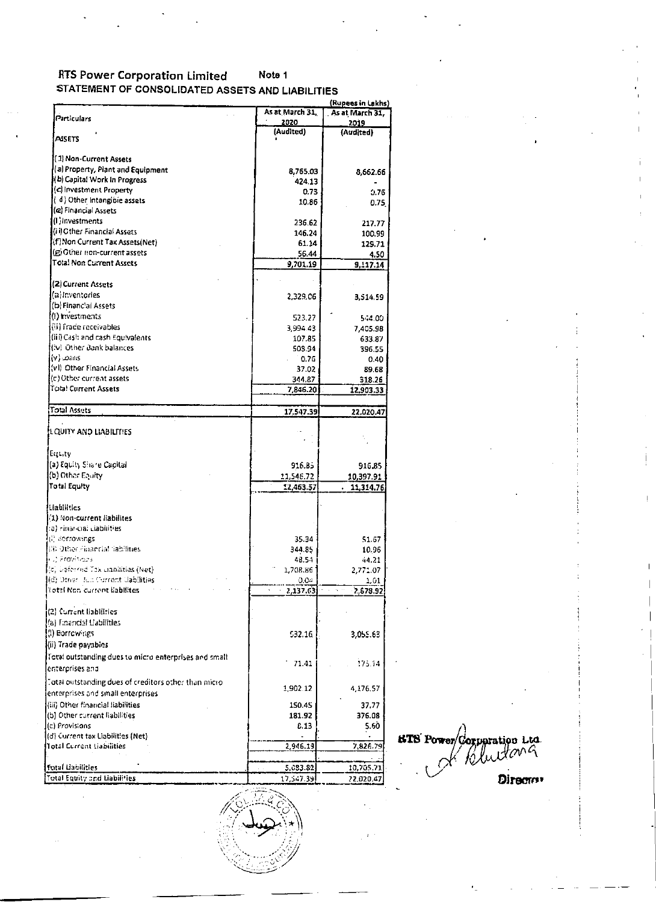# RTS Power Corporation Limited

Note 1

## STATEMENT OF CONSOLIDATED ASSETS AND LIABILITIES

(Rupees in Lakhs)

| Particulars | As at March 31, 2020 | As at March 31, 2019 |
|---|---|---|
| | (Audited) | (Audited) |
| **ASSETS** | | |
| **(1) Non-Current Assets** | | |
| (a) Property, Plant and Equipment | 8,765.03 | 8,662.66 |
| (b) Capital Work in Progress | 424.13 | - |
| (c) Investment Property | 0.73 | 0.76 |
| ( d ) Other Intangible assets | 10.86 | 0.75 |
| (e) Financial Assets | | |
| (i) Investments | 236.62 | 217.77 |
| (ii) Other Financial Assets | 146.24 | 100.99 |
| (f) Non Current Tax Assets(Net) | 61.14 | 125.71 |
| (g) Other non-current assets | 56.44 | 4.50 |
| Total Non Current Assets | 9,701.19 | 9,117.14 |
| **(2) Current Assets** | | |
| (a) Inventories | 2,329.06 | 3,514.59 |
| (b) Financial Assets | | |
| (i) Investments | 523.27 | 544.00 |
| (ii) Trade receivables | 3,994.43 | 7,405.98 |
| (iii) Cash and cash Equivalents | 107.85 | 633.87 |
| (iv) Other Bank balances | 508.94 | 396.55 |
| (v) Loans | 0.76 | 0.40 |
| (vi) Other Financial Assets | 37.02 | 89.68 |
| (c) Other current assets | 344.87 | 318.26 |
| Total Current Assets | 7,846.20 | 12,903.33 |
| Total Assets | 17,547.39 | 22,020.47 |
| **EQUITY AND LIABILITIES** | | |
| Equity | | |
| (a) Equity Share Capital | 916.85 | 916.85 |
| (b) Other Equity | 11,546.72 | 10,397.91 |
| Total Equity | 12,463.57 | 11,314.76 |
| Liabilities | | |
| (1) Non-current liabilites | | |
| (a) Financial Liabilities | | |
| (i) Borrowings | 35.34 | 51.67 |
| (ii) Other Financial liabilities | 344.85 | 10.96 |
| (b) Provisions | 48.54 | 44.21 |
| (c) Deferred Tax Liabilities (Net) | 1,708.86 | 2,771.07 |
| (d) Other Non Current Liabilities | 0.04 | 1.01 |
| Total Non current liabilites | 2,137.63 | 2,878.92 |
| (2) Current liabilities | | |
| (a) Financial Liabilities | | |
| (i) Borrowings | 532.16 | 3,055.63 |
| (ii) Trade payables | | |
| Total outstanding dues to micro enterprises and small enterprises and | 71.41 | 175.14 |
| Total outstanding dues of creditors other than micro enterprises and small enterprises | 1,902.12 | 4,176.57 |
| (iii) Other financial liabilities | 150.45 | 37.77 |
| (b) Other current liabilities | 181.92 | 376.08 |
| (c) Provisions | 8.13 | 5.60 |
| (d) Current tax Liabilities (Net) | - | - |
| Total Current Liabilities | 2,946.19 | 7,826.79 |
| Total Liabilities | 5,083.82 | 10,705.71 |
| Total Equity and Liabilities | 17,547.39 | 22,020.47 |

RTS Power Corporation Ltd.

Director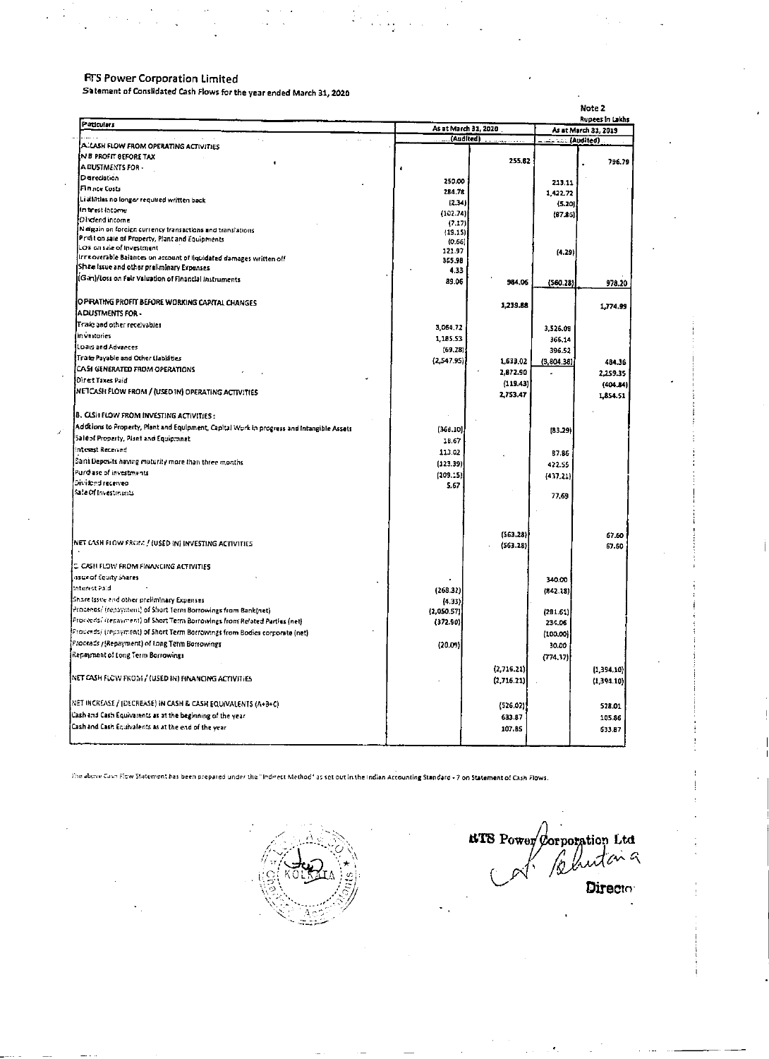# RTS Power Corporation Limited

Statement of Consolidated Cash Flows for the year ended March 31, 2020

Note 2

Rupees in Lakhs

| Particulars | As at March 31, 2020 (Audited) | | As at March 31, 2019 (Audited) | |
|---|---|---|---|---|
| **A. CASH FLOW FROM OPERATING ACTIVITIES** | | | | |
| NET PROFIT BEFORE TAX | | 255.82 | | 796.79 |
| ADJUSTMENTS FOR - | | | | |
| Depreciation | 250.00 | | 213.11 | |
| Finance Costs | 284.78 | | 1,422.72 | |
| Liabilities no longer required written back | (2.34) | | (5.20) | |
| Interest Income | (102.74) | | (87.86) | |
| Dividend income | (7.17) | | | |
| Net gain on foreign currency transactions and translations | (19.15) | | | |
| Profit on sale of Property, Plant and Equipments | (0.66) | | | |
| Loss on sale of Investment | 121.97 | | (4.29) | |
| Irrecoverable Balances on account of liquidated damages written off | 365.98 | | | |
| Share Issue and other preliminary Expenses | 4.33 | | | |
| (Gain)/Loss on Fair Valuation of Financial Instruments | 89.06 | 984.06 | (560.28) | 978.20 |
| OPERATING PROFIT BEFORE WORKING CAPITAL CHANGES | | 1,239.88 | | 1,774.99 |
| ADJUSTMENTS FOR - | | | | |
| Trade and other receivables | 3,064.72 | | 3,526.09 | |
| Inventories | 1,185.53 | | 366.14 | |
| Loans and Advances | (69.28) | | 396.52 | |
| Trade Payable and Other Liabilities | (2,547.95) | 1,633.02 | (3,804.38) | 484.36 |
| CASH GENERATED FROM OPERATIONS | | 2,872.90 | | 2,259.35 |
| Direct Taxes Paid | | (119.43) | | (404.84) |
| NET CASH FLOW FROM / (USED IN) OPERATING ACTIVITIES | | 2,753.47 | | 1,854.51 |
| **B. CASH FLOW FROM INVESTING ACTIVITIES :** | | | | |
| Additions to Property, Plant and Equipment, Capital Work in progress and Intangible Assets | (368.10) | | (83.29) | |
| Sale of Property, Plant and Equipment | 18.67 | | | |
| Interest Received | 113.02 | | 87.86 | |
| Bank Deposits having maturity more than three months | (123.39) | | 422.55 | |
| Purchase of investments | (209.15) | | (437.21) | |
| Dividend received | 5.67 | | | |
| Sale Of Investments | | | 77.69 | |
| | | (563.28) | | 67.60 |
| NET CASH FLOW FROM / (USED IN) INVESTING ACTIVITIES | | (563.28) | | 67.60 |
| **C. CASH FLOW FROM FINANCING ACTIVITIES** | | | | |
| Issue of Equity Shares | - | | 340.00 | |
| Interest Paid | (268.32) | | (842.18) | |
| Share Issue and other preliminary Expenses | (4.33) | | | |
| Proceeds/ (repayment) of Short Term Borrowings from Bank(net) | (2,050.57) | | (281.61) | |
| Proceeds/ (repayment) of Short Term Borrowings from Related Parties (net) | (372.50) | | 234.06 | |
| Proceeds/ (repayment) of Short Term Borrowings from Bodies corporate (net) | | | (100.00) | |
| Proceeds /(Repayment) of Long Term Borrowings | (20.09) | | 30.00 | |
| Repayment of Long Term Borrowings | | | (774.37) | |
| | | (2,716.21) | | (1,394.10) |
| NET CASH FLOW FROM / (USED IN) FINANCING ACTIVITIES | | (2,716.21) | | (1,394.10) |
| NET INCREASE / (DECREASE) IN CASH & CASH EQUIVALENTS (A+B+C) | | (526.02) | | 528.01 |
| Cash and Cash Equivalents as at the beginning of the year | | 633.87 | | 105.86 |
| Cash and Cash Equivalents as at the end of the year | | 107.85 | | 633.87 |

The above Cash Flow Statement has been prepared under the "Indirect Method" as set out in the Indian Accounting Standard - 7 on Statement of Cash Flows.

RTS Power Corporation Ltd

Director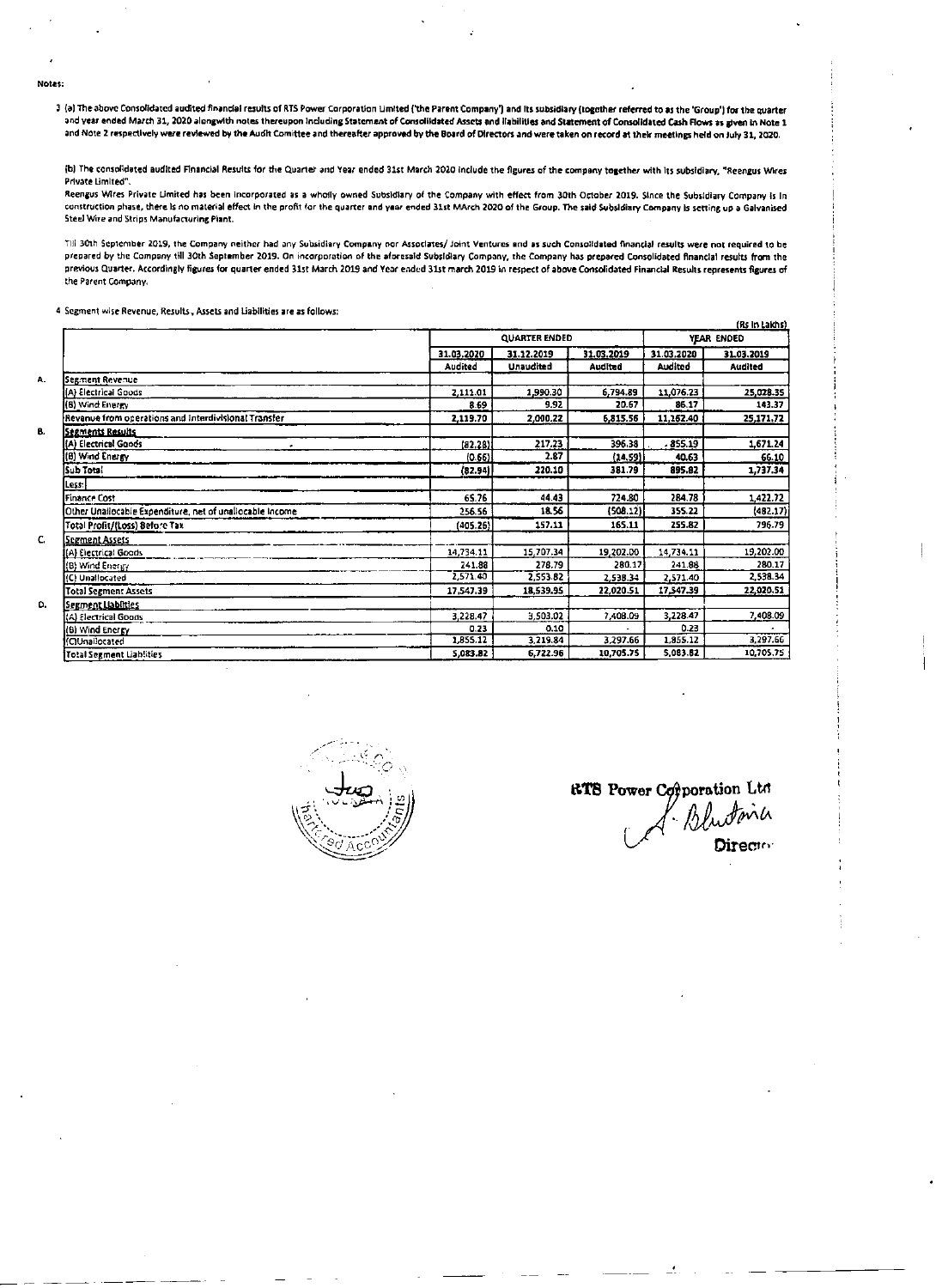Notes:

3 (a) The above Consolidated audited financial results of RTS Power Corporation Limited ('the Parent Company') and its subsidiary (together referred to as the 'Group') for the quarter and year ended March 31, 2020 alongwith notes thereupon including Statement of Consolidated Assets and liabilities and Statement of Consolidated Cash Flows as given in Note 1 and Note 2 respectively were reviewed by the Audit Comittee and thereafter approved by the Board of Directors and were taken on record at their meetings held on July 31, 2020.

(b) The consolidated audited Financial Results for the Quarter and Year ended 31st March 2020 include the figures of the company together with its subsidiary, "Reengus Wires Private Limited".
Reengus Wires Private Limited has been incorporated as a wholly owned Subsidiary of the Company with effect from 30th October 2019. Since the Subsidiary Company is in construction phase, there is no material effect in the profit for the quarter and year ended 31st MArch 2020 of the Group. The said Subsidiary Company is setting up a Galvanised Steel Wire and Strips Manufacturing Plant.

Till 30th September 2019, the Company neither had any Subsidiary Company nor Associates/ Joint Ventures and as such Consolidated financial results were not required to be prepared by the Company till 30th September 2019. On incorporation of the aforesaid Subsidiary Company, the Company has prepared Consolidated financial results from the previous Quarter. Accordingly figures for quarter ended 31st March 2019 and Year ended 31st march 2019 in respect of above Consolidated Financial Results represents figures of the Parent Company.

4 Segment wise Revenue, Results , Assets and Liabilities are as follows:

(Rs in Lakhs)

| | | QUARTER ENDED | | | YEAR ENDED | |
|---|---|---|---|---|---|---|
| | | 31.03.2020 | 31.12.2019 | 31.03.2019 | 31.03.2020 | 31.03.2019 |
| | | Audited | Unaudited | Audited | Audited | Audited |
| A. | Segment Revenue | | | | | |
| | (A) Electrical Goods | 2,111.01 | 1,990.30 | 6,794.89 | 11,076.23 | 25,028.35 |
| | (B) Wind Energy | 8.69 | 9.92 | 20.67 | 86.17 | 143.37 |
| | Revenue from operations and interdivisional Transfer | 2,119.70 | 2,000.22 | 6,815.56 | 11,162.40 | 25,171.72 |
| B. | Segments Results | | | | | |
| | (A) Electrical Goods | (82.28) | 217.23 | 396.38 | 855.19 | 1,671.24 |
| | (B) Wind Energy | (0.66) | 2.87 | (14.59) | 40.63 | 66.10 |
| | Sub Total | (82.94) | 220.10 | 381.79 | 895.82 | 1,737.34 |
| | Less: | | | | | |
| | Finance Cost | 65.76 | 44.43 | 724.80 | 284.78 | 1,422.72 |
| | Other Unallocable Expenditure, net of unallocable income | 256.56 | 18.56 | (508.12) | 355.22 | (482.17) |
| | Total Profit/(Loss) Before Tax | (405.26) | 157.11 | 165.11 | 255.82 | 796.79 |
| C. | Segment Assets | | | | | |
| | (A) Electrical Goods | 14,734.11 | 15,707.34 | 19,202.00 | 14,734.11 | 19,202.00 |
| | (B) Wind Energy | 241.88 | 278.79 | 280.17 | 241.88 | 280.17 |
| | (C) Unallocated | 2,571.40 | 2,553.82 | 2,538.34 | 2,571.40 | 2,538.34 |
| | Total Segment Assets | 17,547.39 | 18,539.95 | 22,020.51 | 17,547.39 | 22,020.51 |
| D. | Segment Liablities | | | | | |
| | (A) Electrical Goods | 3,228.47 | 3,503.02 | 7,408.09 | 3,228.47 | 7,408.09 |
| | (B) Wind Energy | 0.23 | 0.10 | - | 0.23 | - |
| | (C)Unallocated | 1,855.12 | 3,219.84 | 3,297.66 | 1,855.12 | 3,297.66 |
| | Total Segment Liablities | 5,083.82 | 6,722.96 | 10,705.75 | 5,083.82 | 10,705.75 |

RTS Power Corporation Ltd

Director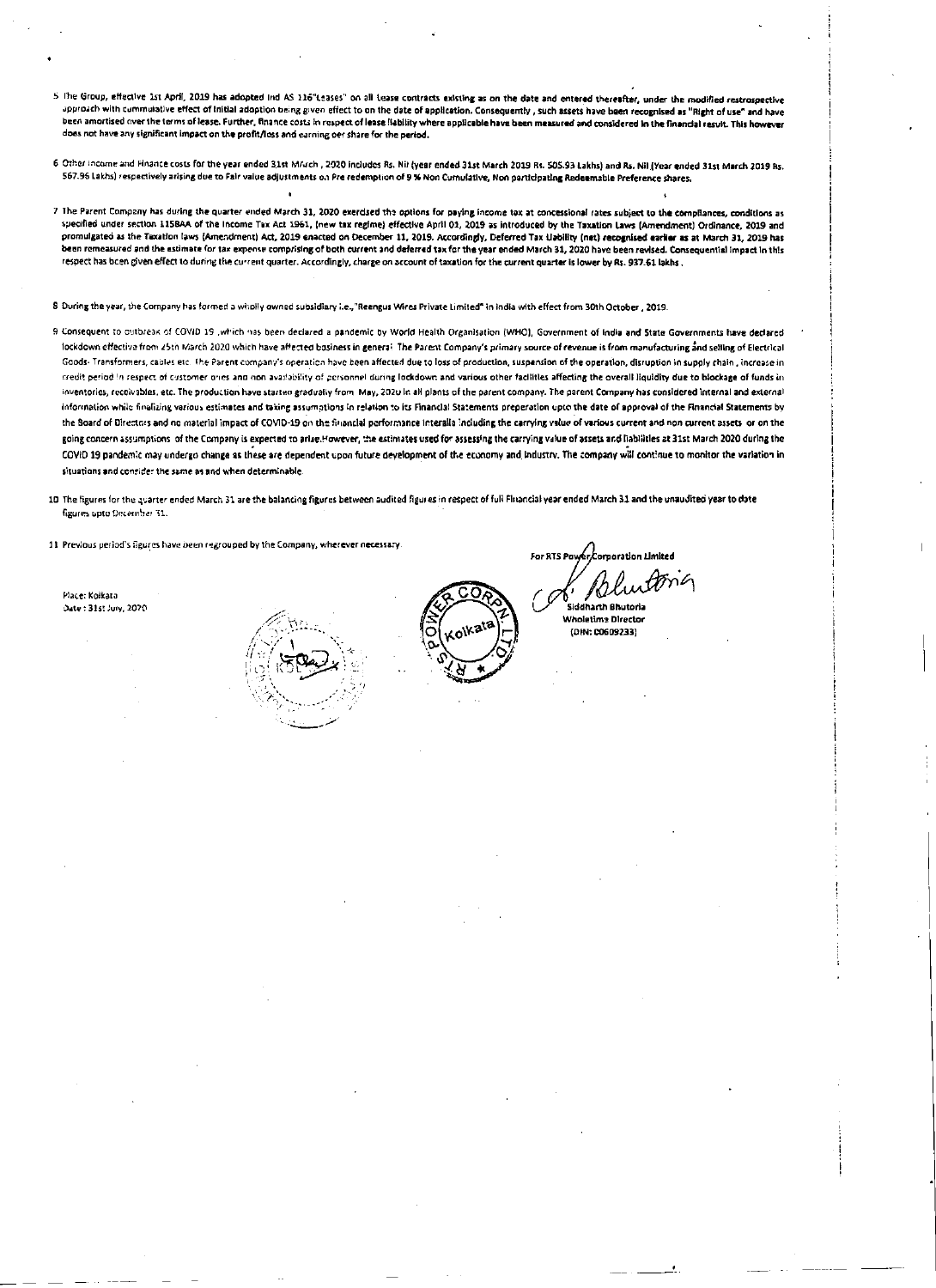5 The Group, effective 1st April, 2019 has adopted Ind AS 116"Leases" on all Lease contracts existing as on the date and entered thereafter, under the modified restrospective approach with cummulative effect of initial adoption being given effect to on the date of application. Consequently , such assets have been recognised as "Right of use" and have been amortised over the terms of lease. Further, finance costs in respect of lease liability where applicable have been measured and considered in the financial result. This however does not have any significant impact on the profit/loss and earning per share for the period.

6 Other income and Finance costs for the year ended 31st March , 2020 includes Rs. Nil (year ended 31st March 2019 Rs. 505.93 Lakhs) and Rs. Nil (Year ended 31st March 2019 Rs. 567.96 Lakhs) respectively arising due to Fair value adjustments on Pre redemption of 9 % Non Cumulative, Non participating Redeemable Preference shares.

7 The Parent Company has during the quarter ended March 31, 2020 exercised the options for paying income tax at concessional rates subject to the compliances, conditions as specified under section 115BAA of the Income Tax Act 1961, (new tax regime) effective April 01, 2019 as introduced by the Taxation Laws (Amendment) Ordinance, 2019 and promulgated as the Taxation laws (Amendment) Act, 2019 enacted on December 11, 2019. Accordingly, Deferred Tax Liability (net) recognised earlier as at March 31, 2019 has been remeasured and the estimate for tax expense comprising of both current and deferred tax for the year ended March 31, 2020 have been revised. Consequential impact in this respect has been given effect to during the current quarter. Accordingly, charge on account of taxation for the current quarter is lower by Rs. 937.61 lakhs .

8 During the year, the Company has formed a wholly owned subsidiary i.e.,"Reengus Wires Private Limited" in India with effect from 30th October , 2019.

9 Consequent to outbreak of COVID 19 ,which has been declared a pandemic by World Health Organisation (WHO), Government of India and State Governments have declared lockdown effective from 25th March 2020 which have affected business in general. The Parent Company's primary source of revenue is from manufacturing and selling of Electrical Goods- Transformers, cables etc. The Parent company's operation have been affected due to loss of production, suspension of the operation, disruption in supply chain , increase in credit period in respect of customer dues and non availability of personnel during lockdown and various other facilities affecting the overall liquidity due to blockage of funds in inventories, receivables, etc. The production have started gradually from May, 2020 in all plants of the parent company. The parent Company has considered internal and external information while finalizing various estimates and taking assumptions in relation to its Financial Statements preperation upto the date of approval of the Financial Statements by the Board of Directors and no material impact of COVID-19 on the financial performance interalia including the carrying value of various current and non current assets or on the going concern assumptions of the Company is expected to arise.However, the estimates used for assessing the carrying value of assets and liabilities at 31st March 2020 during the COVID 19 pandemic may undergo change as these are dependent upon future development of the economy and industry. The company will continue to monitor the variation in situations and consider the same as and when determinable.

10 The figures for the quarter ended March 31 are the balancing figures between audited figures in respect of full Financial year ended March 31 and the unaudited year to date figures upto December 31.

11 Previous period's figures have been regrouped by the Company, wherever necessary.

Place: Kolkata
Date : 31st July, 2020

For RTS Power Corporation Limited

Siddharth Bhutoria
Wholetime Director
(DIN: 00609233)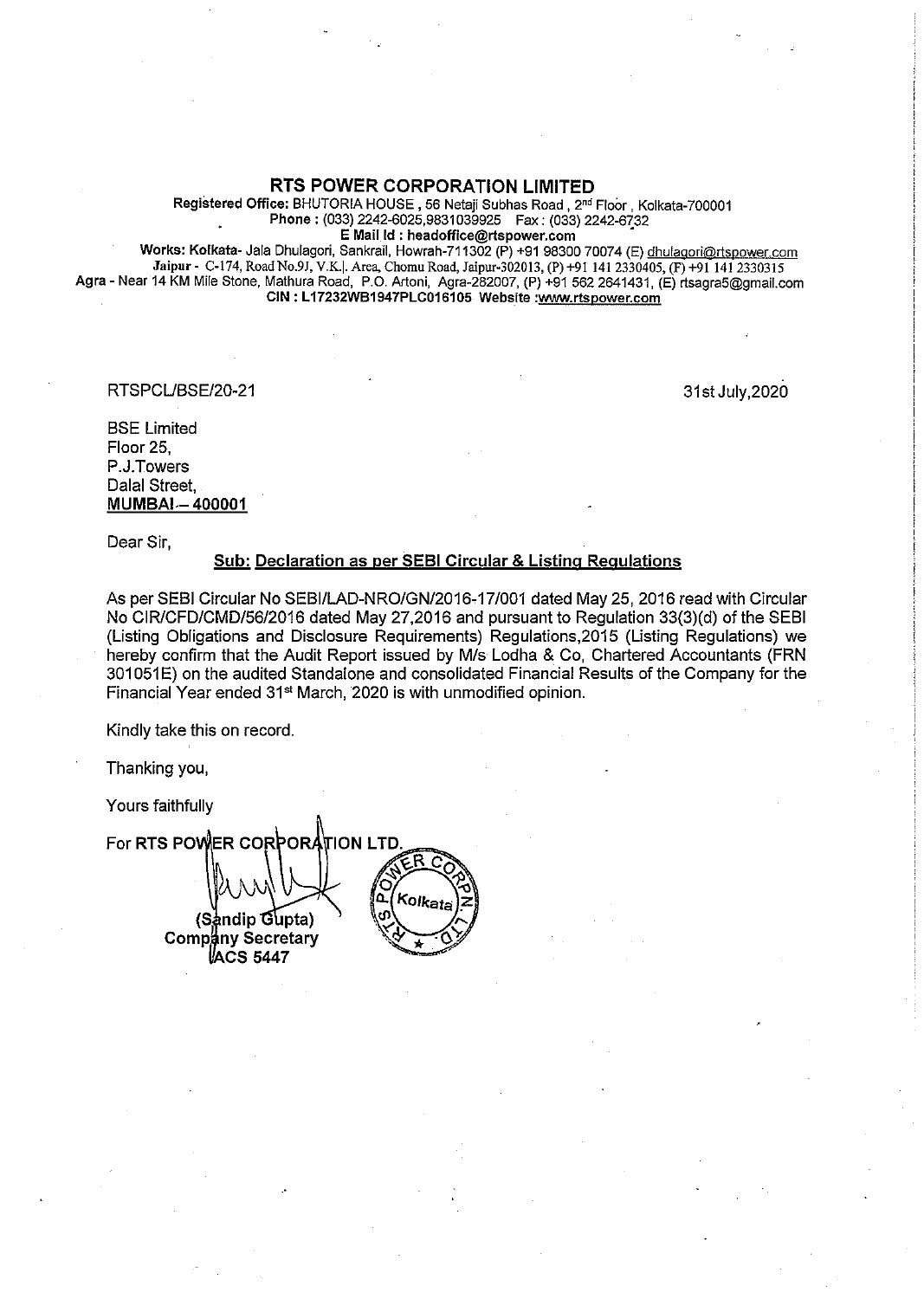# RTS POWER CORPORATION LIMITED

**Registered Office:** BHUTORIA HOUSE , 56 Netaji Subhas Road , 2nd Floor , Kolkata-700001
**Phone :** (033) 2242-6025,9831039925 Fax : (033) 2242-6732
**E Mail Id : headoffice@rtspower.com**
**Works: Kolkata**- Jala Dhulagori, Sankrail, Howrah-711302 (P) +91 98300 70074 (E) dhulagori@rtspower.com
**Jaipur** - C-174, Road No.9J, V.K.I. Area, Chomu Road, Jaipur-302013, (P) +91 141 2330405, (F) +91 141 2330315
Agra - Near 14 KM Mile Stone, Mathura Road, P.O. Artoni, Agra-282007, (P) +91 562 2641431, (E) rtsagra5@gmail.com
**CIN : L17232WB1947PLC016105 Website :www.rtspower.com**

RTSPCL/BSE/20-21

31st July,2020

BSE Limited
Floor 25,
P.J.Towers
Dalal Street,
**MUMBAI – 400001**

Dear Sir,

**Sub: Declaration as per SEBI Circular & Listing Regulations**

As per SEBI Circular No SEBI/LAD-NRO/GN/2016-17/001 dated May 25, 2016 read with Circular No CIR/CFD/CMD/56/2016 dated May 27,2016 and pursuant to Regulation 33(3)(d) of the SEBI (Listing Obligations and Disclosure Requirements) Regulations,2015 (Listing Regulations) we hereby confirm that the Audit Report issued by M/s Lodha & Co, Chartered Accountants (FRN 301051E) on the audited Standalone and consolidated Financial Results of the Company for the Financial Year ended 31st March, 2020 is with unmodified opinion.

Kindly take this on record.

Thanking you,

Yours faithfully

For **RTS POWER CORPORATION LTD.**

**(Sandip Gupta)**
**Company Secretary**
**ACS 5447**